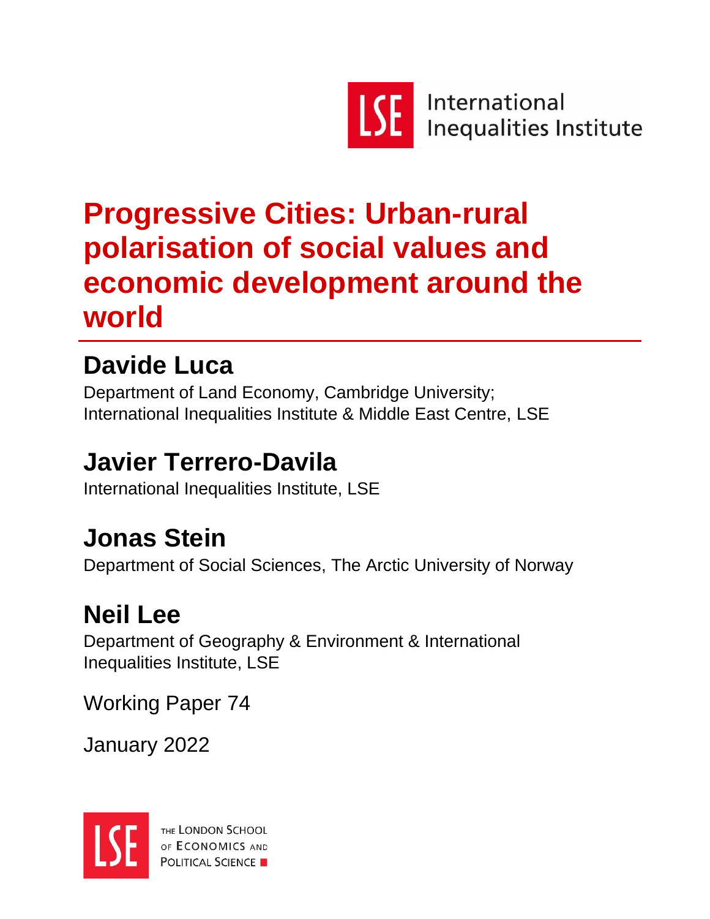International Inequalities Institute

# Progressive Cities: Urban-rural polarisation of social values and economic development around the world

## Davide Luca

Department of Land Economy, Cambridge University; International Inequalities Institute & Middle East Centre, LSE

## Javier Terrero-Davila

International Inequalities Institute, LSE

## Jonas Stein

Department of Social Sciences, The Arctic University of Norway

## Neil Lee

Department of Geography & Environment & International Inequalities Institute, LSE

Working Paper 74

January 2022

THE LONDON SCHOOL OF ECONOMICS AND POLITICAL SCIENCE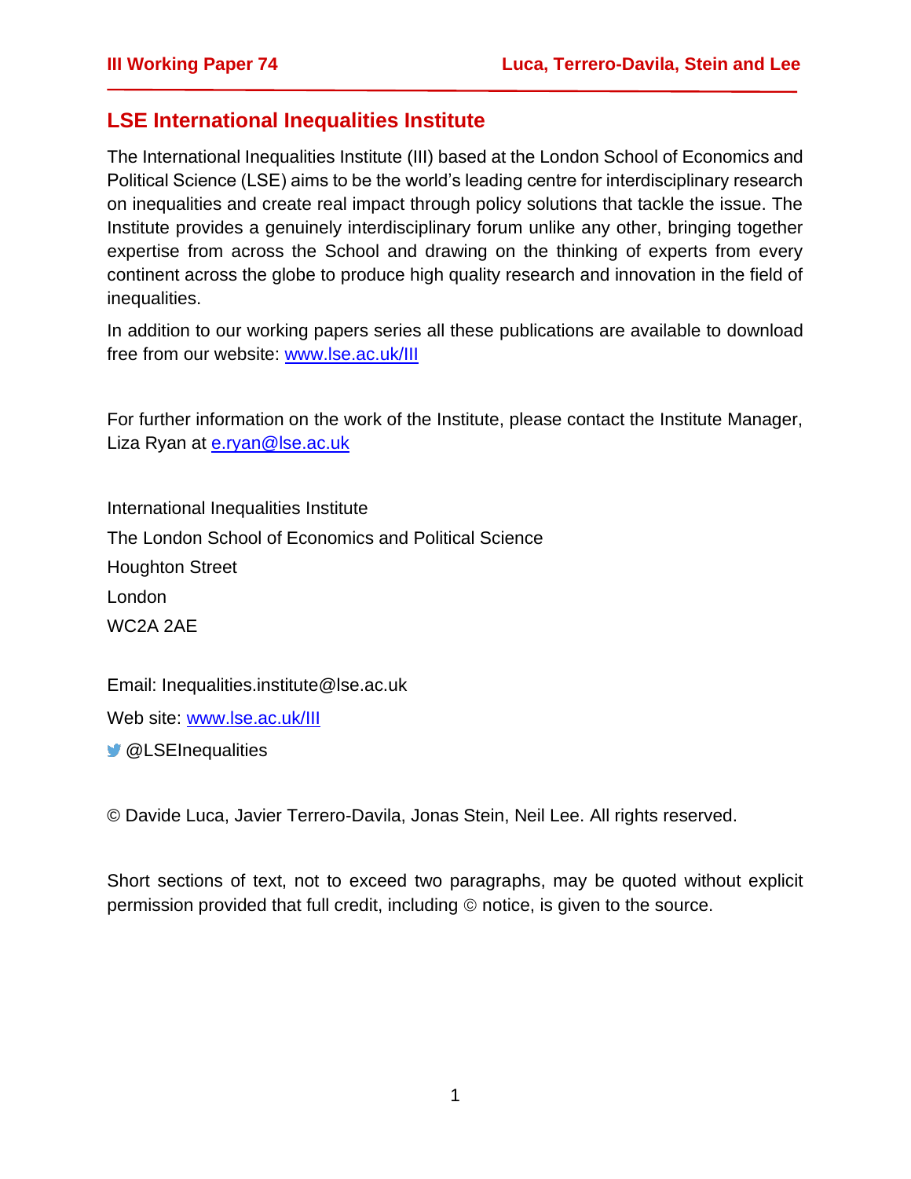## LSE International Inequalities Institute

The International Inequalities Institute (III) based at the London School of Economics and Political Science (LSE) aims to be the world's leading centre for interdisciplinary research on inequalities and create real impact through policy solutions that tackle the issue. The Institute provides a genuinely interdisciplinary forum unlike any other, bringing together expertise from across the School and drawing on the thinking of experts from every continent across the globe to produce high quality research and innovation in the field of inequalities.

In addition to our working papers series all these publications are available to download free from our website: www.lse.ac.uk/III

For further information on the work of the Institute, please contact the Institute Manager, Liza Ryan at e.ryan@lse.ac.uk

International Inequalities Institute
The London School of Economics and Political Science
Houghton Street
London
WC2A 2AE

Email: Inequalities.institute@lse.ac.uk

Web site: www.lse.ac.uk/III

@LSEInequalities

© Davide Luca, Javier Terrero-Davila, Jonas Stein, Neil Lee. All rights reserved.

Short sections of text, not to exceed two paragraphs, may be quoted without explicit permission provided that full credit, including © notice, is given to the source.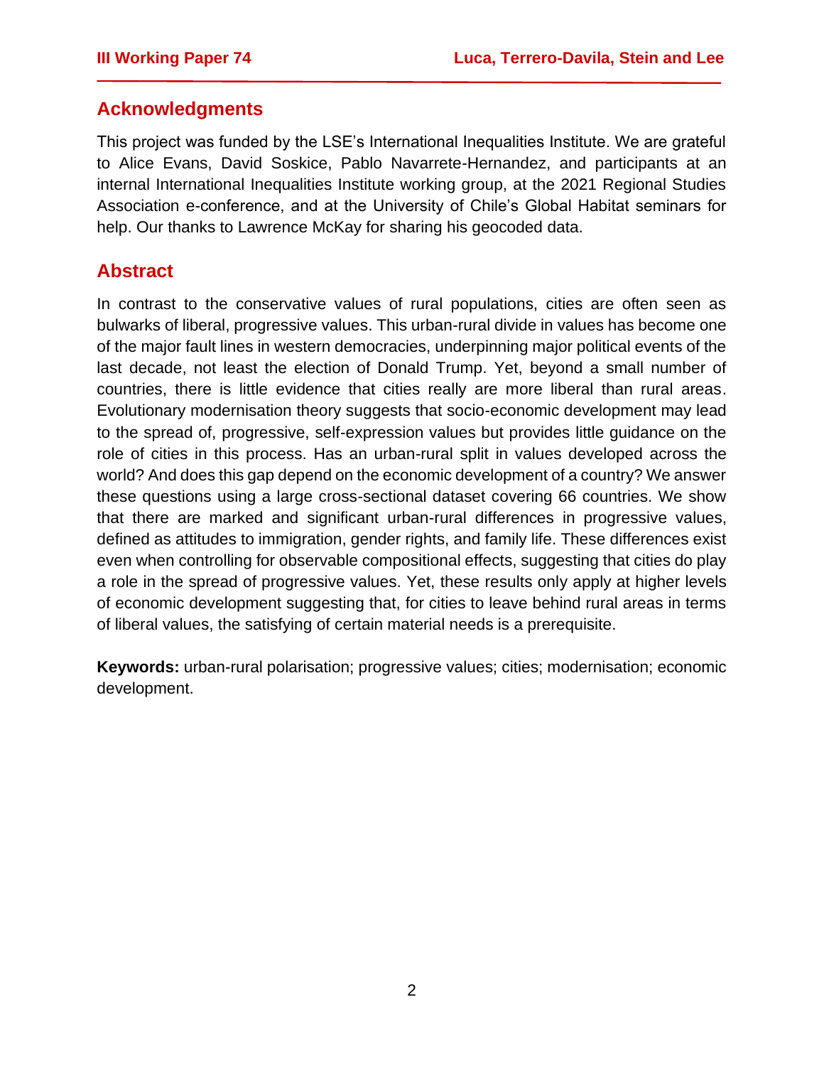## Acknowledgments

This project was funded by the LSE's International Inequalities Institute. We are grateful to Alice Evans, David Soskice, Pablo Navarrete-Hernandez, and participants at an internal International Inequalities Institute working group, at the 2021 Regional Studies Association e-conference, and at the University of Chile's Global Habitat seminars for help. Our thanks to Lawrence McKay for sharing his geocoded data.

## Abstract

In contrast to the conservative values of rural populations, cities are often seen as bulwarks of liberal, progressive values. This urban-rural divide in values has become one of the major fault lines in western democracies, underpinning major political events of the last decade, not least the election of Donald Trump. Yet, beyond a small number of countries, there is little evidence that cities really are more liberal than rural areas. Evolutionary modernisation theory suggests that socio-economic development may lead to the spread of, progressive, self-expression values but provides little guidance on the role of cities in this process. Has an urban-rural split in values developed across the world? And does this gap depend on the economic development of a country? We answer these questions using a large cross-sectional dataset covering 66 countries. We show that there are marked and significant urban-rural differences in progressive values, defined as attitudes to immigration, gender rights, and family life. These differences exist even when controlling for observable compositional effects, suggesting that cities do play a role in the spread of progressive values. Yet, these results only apply at higher levels of economic development suggesting that, for cities to leave behind rural areas in terms of liberal values, the satisfying of certain material needs is a prerequisite.

**Keywords:** urban-rural polarisation; progressive values; cities; modernisation; economic development.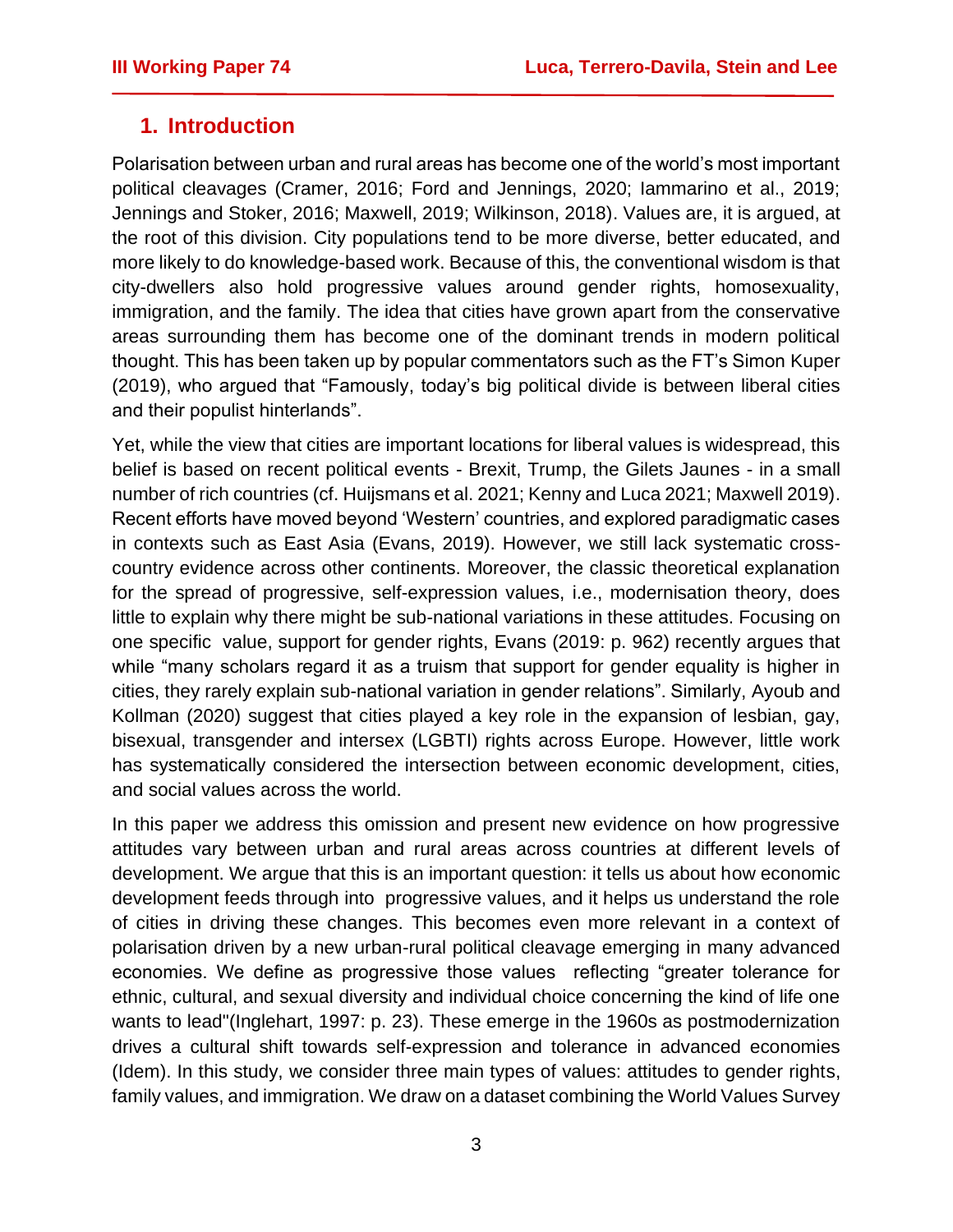## 1. Introduction

Polarisation between urban and rural areas has become one of the world's most important political cleavages (Cramer, 2016; Ford and Jennings, 2020; Iammarino et al., 2019; Jennings and Stoker, 2016; Maxwell, 2019; Wilkinson, 2018). Values are, it is argued, at the root of this division. City populations tend to be more diverse, better educated, and more likely to do knowledge-based work. Because of this, the conventional wisdom is that city-dwellers also hold progressive values around gender rights, homosexuality, immigration, and the family. The idea that cities have grown apart from the conservative areas surrounding them has become one of the dominant trends in modern political thought. This has been taken up by popular commentators such as the FT's Simon Kuper (2019), who argued that "Famously, today's big political divide is between liberal cities and their populist hinterlands".

Yet, while the view that cities are important locations for liberal values is widespread, this belief is based on recent political events - Brexit, Trump, the Gilets Jaunes - in a small number of rich countries (cf. Huijsmans et al. 2021; Kenny and Luca 2021; Maxwell 2019). Recent efforts have moved beyond 'Western' countries, and explored paradigmatic cases in contexts such as East Asia (Evans, 2019). However, we still lack systematic cross-country evidence across other continents. Moreover, the classic theoretical explanation for the spread of progressive, self-expression values, i.e., modernisation theory, does little to explain why there might be sub-national variations in these attitudes. Focusing on one specific value, support for gender rights, Evans (2019: p. 962) recently argues that while "many scholars regard it as a truism that support for gender equality is higher in cities, they rarely explain sub-national variation in gender relations". Similarly, Ayoub and Kollman (2020) suggest that cities played a key role in the expansion of lesbian, gay, bisexual, transgender and intersex (LGBTI) rights across Europe. However, little work has systematically considered the intersection between economic development, cities, and social values across the world.

In this paper we address this omission and present new evidence on how progressive attitudes vary between urban and rural areas across countries at different levels of development. We argue that this is an important question: it tells us about how economic development feeds through into progressive values, and it helps us understand the role of cities in driving these changes. This becomes even more relevant in a context of polarisation driven by a new urban-rural political cleavage emerging in many advanced economies. We define as progressive those values reflecting "greater tolerance for ethnic, cultural, and sexual diversity and individual choice concerning the kind of life one wants to lead"(Inglehart, 1997: p. 23). These emerge in the 1960s as postmodernization drives a cultural shift towards self-expression and tolerance in advanced economies (Idem). In this study, we consider three main types of values: attitudes to gender rights, family values, and immigration. We draw on a dataset combining the World Values Survey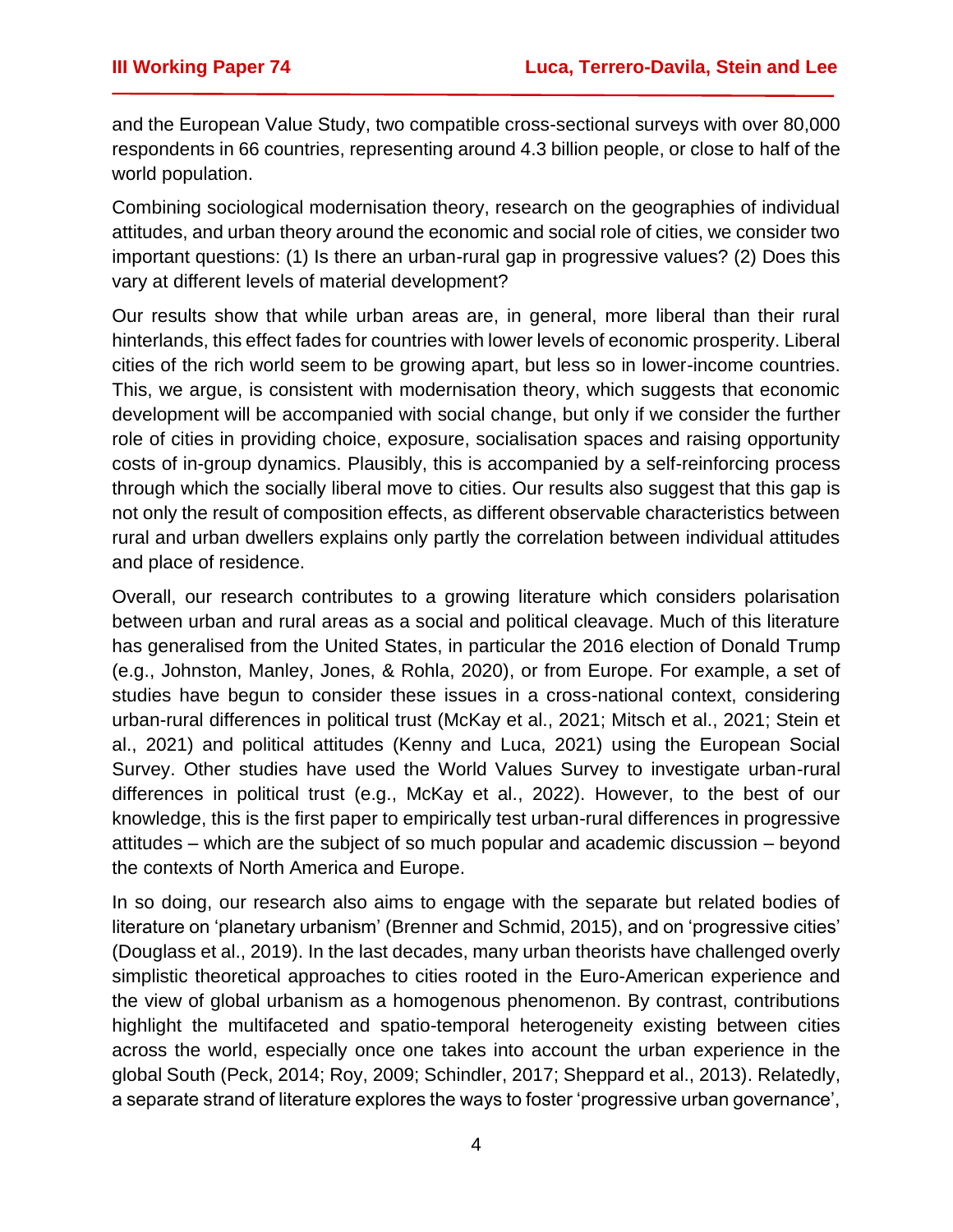and the European Value Study, two compatible cross-sectional surveys with over 80,000 respondents in 66 countries, representing around 4.3 billion people, or close to half of the world population.

Combining sociological modernisation theory, research on the geographies of individual attitudes, and urban theory around the economic and social role of cities, we consider two important questions: (1) Is there an urban-rural gap in progressive values? (2) Does this vary at different levels of material development?

Our results show that while urban areas are, in general, more liberal than their rural hinterlands, this effect fades for countries with lower levels of economic prosperity. Liberal cities of the rich world seem to be growing apart, but less so in lower-income countries. This, we argue, is consistent with modernisation theory, which suggests that economic development will be accompanied with social change, but only if we consider the further role of cities in providing choice, exposure, socialisation spaces and raising opportunity costs of in-group dynamics. Plausibly, this is accompanied by a self-reinforcing process through which the socially liberal move to cities. Our results also suggest that this gap is not only the result of composition effects, as different observable characteristics between rural and urban dwellers explains only partly the correlation between individual attitudes and place of residence.

Overall, our research contributes to a growing literature which considers polarisation between urban and rural areas as a social and political cleavage. Much of this literature has generalised from the United States, in particular the 2016 election of Donald Trump (e.g., Johnston, Manley, Jones, & Rohla, 2020), or from Europe. For example, a set of studies have begun to consider these issues in a cross-national context, considering urban-rural differences in political trust (McKay et al., 2021; Mitsch et al., 2021; Stein et al., 2021) and political attitudes (Kenny and Luca, 2021) using the European Social Survey. Other studies have used the World Values Survey to investigate urban-rural differences in political trust (e.g., McKay et al., 2022). However, to the best of our knowledge, this is the first paper to empirically test urban-rural differences in progressive attitudes – which are the subject of so much popular and academic discussion – beyond the contexts of North America and Europe.

In so doing, our research also aims to engage with the separate but related bodies of literature on 'planetary urbanism' (Brenner and Schmid, 2015), and on 'progressive cities' (Douglass et al., 2019). In the last decades, many urban theorists have challenged overly simplistic theoretical approaches to cities rooted in the Euro-American experience and the view of global urbanism as a homogenous phenomenon. By contrast, contributions highlight the multifaceted and spatio-temporal heterogeneity existing between cities across the world, especially once one takes into account the urban experience in the global South (Peck, 2014; Roy, 2009; Schindler, 2017; Sheppard et al., 2013). Relatedly, a separate strand of literature explores the ways to foster 'progressive urban governance',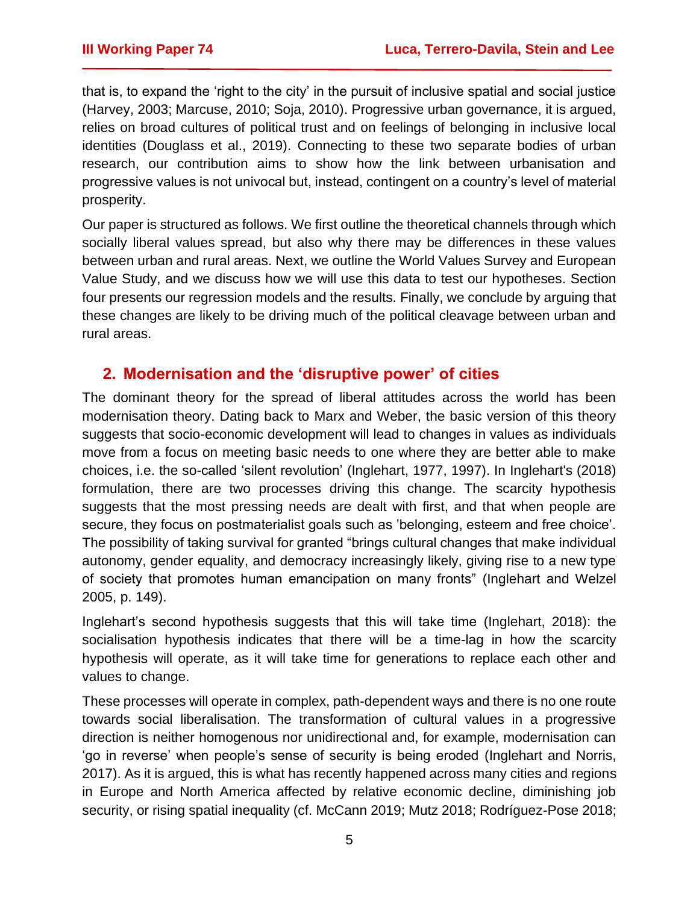that is, to expand the 'right to the city' in the pursuit of inclusive spatial and social justice (Harvey, 2003; Marcuse, 2010; Soja, 2010). Progressive urban governance, it is argued, relies on broad cultures of political trust and on feelings of belonging in inclusive local identities (Douglass et al., 2019). Connecting to these two separate bodies of urban research, our contribution aims to show how the link between urbanisation and progressive values is not univocal but, instead, contingent on a country's level of material prosperity.

Our paper is structured as follows. We first outline the theoretical channels through which socially liberal values spread, but also why there may be differences in these values between urban and rural areas. Next, we outline the World Values Survey and European Value Study, and we discuss how we will use this data to test our hypotheses. Section four presents our regression models and the results. Finally, we conclude by arguing that these changes are likely to be driving much of the political cleavage between urban and rural areas.

## 2. Modernisation and the 'disruptive power' of cities

The dominant theory for the spread of liberal attitudes across the world has been modernisation theory. Dating back to Marx and Weber, the basic version of this theory suggests that socio-economic development will lead to changes in values as individuals move from a focus on meeting basic needs to one where they are better able to make choices, i.e. the so-called 'silent revolution' (Inglehart, 1977, 1997). In Inglehart's (2018) formulation, there are two processes driving this change. The scarcity hypothesis suggests that the most pressing needs are dealt with first, and that when people are secure, they focus on postmaterialist goals such as 'belonging, esteem and free choice'. The possibility of taking survival for granted "brings cultural changes that make individual autonomy, gender equality, and democracy increasingly likely, giving rise to a new type of society that promotes human emancipation on many fronts" (Inglehart and Welzel 2005, p. 149).

Inglehart's second hypothesis suggests that this will take time (Inglehart, 2018): the socialisation hypothesis indicates that there will be a time-lag in how the scarcity hypothesis will operate, as it will take time for generations to replace each other and values to change.

These processes will operate in complex, path-dependent ways and there is no one route towards social liberalisation. The transformation of cultural values in a progressive direction is neither homogenous nor unidirectional and, for example, modernisation can 'go in reverse' when people's sense of security is being eroded (Inglehart and Norris, 2017). As it is argued, this is what has recently happened across many cities and regions in Europe and North America affected by relative economic decline, diminishing job security, or rising spatial inequality (cf. McCann 2019; Mutz 2018; Rodríguez-Pose 2018;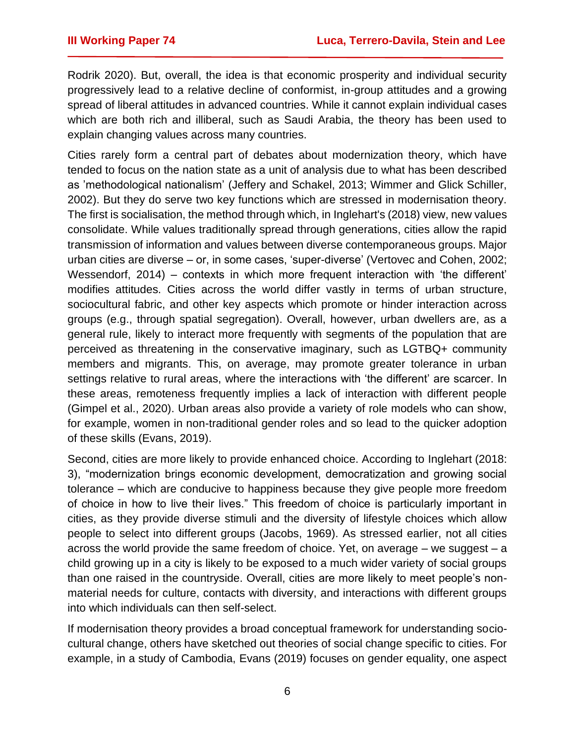Rodrik 2020). But, overall, the idea is that economic prosperity and individual security progressively lead to a relative decline of conformist, in-group attitudes and a growing spread of liberal attitudes in advanced countries. While it cannot explain individual cases which are both rich and illiberal, such as Saudi Arabia, the theory has been used to explain changing values across many countries.

Cities rarely form a central part of debates about modernization theory, which have tended to focus on the nation state as a unit of analysis due to what has been described as 'methodological nationalism' (Jeffery and Schakel, 2013; Wimmer and Glick Schiller, 2002). But they do serve two key functions which are stressed in modernisation theory. The first is socialisation, the method through which, in Inglehart's (2018) view, new values consolidate. While values traditionally spread through generations, cities allow the rapid transmission of information and values between diverse contemporaneous groups. Major urban cities are diverse – or, in some cases, 'super-diverse' (Vertovec and Cohen, 2002; Wessendorf, 2014) – contexts in which more frequent interaction with 'the different' modifies attitudes. Cities across the world differ vastly in terms of urban structure, sociocultural fabric, and other key aspects which promote or hinder interaction across groups (e.g., through spatial segregation). Overall, however, urban dwellers are, as a general rule, likely to interact more frequently with segments of the population that are perceived as threatening in the conservative imaginary, such as LGTBQ+ community members and migrants. This, on average, may promote greater tolerance in urban settings relative to rural areas, where the interactions with 'the different' are scarcer. In these areas, remoteness frequently implies a lack of interaction with different people (Gimpel et al., 2020). Urban areas also provide a variety of role models who can show, for example, women in non-traditional gender roles and so lead to the quicker adoption of these skills (Evans, 2019).

Second, cities are more likely to provide enhanced choice. According to Inglehart (2018: 3), "modernization brings economic development, democratization and growing social tolerance – which are conducive to happiness because they give people more freedom of choice in how to live their lives." This freedom of choice is particularly important in cities, as they provide diverse stimuli and the diversity of lifestyle choices which allow people to select into different groups (Jacobs, 1969). As stressed earlier, not all cities across the world provide the same freedom of choice. Yet, on average – we suggest – a child growing up in a city is likely to be exposed to a much wider variety of social groups than one raised in the countryside. Overall, cities are more likely to meet people's non-material needs for culture, contacts with diversity, and interactions with different groups into which individuals can then self-select.

If modernisation theory provides a broad conceptual framework for understanding socio-cultural change, others have sketched out theories of social change specific to cities. For example, in a study of Cambodia, Evans (2019) focuses on gender equality, one aspect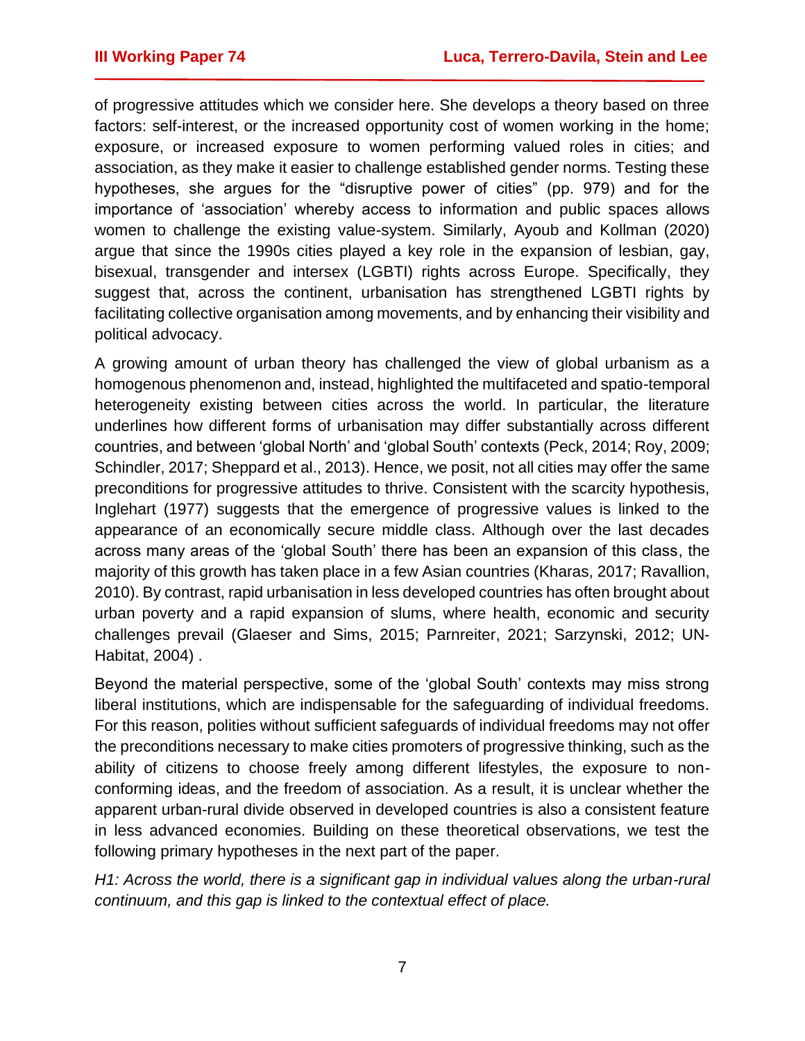of progressive attitudes which we consider here. She develops a theory based on three factors: self-interest, or the increased opportunity cost of women working in the home; exposure, or increased exposure to women performing valued roles in cities; and association, as they make it easier to challenge established gender norms. Testing these hypotheses, she argues for the "disruptive power of cities" (pp. 979) and for the importance of 'association' whereby access to information and public spaces allows women to challenge the existing value-system. Similarly, Ayoub and Kollman (2020) argue that since the 1990s cities played a key role in the expansion of lesbian, gay, bisexual, transgender and intersex (LGBTI) rights across Europe. Specifically, they suggest that, across the continent, urbanisation has strengthened LGBTI rights by facilitating collective organisation among movements, and by enhancing their visibility and political advocacy.

A growing amount of urban theory has challenged the view of global urbanism as a homogenous phenomenon and, instead, highlighted the multifaceted and spatio-temporal heterogeneity existing between cities across the world. In particular, the literature underlines how different forms of urbanisation may differ substantially across different countries, and between 'global North' and 'global South' contexts (Peck, 2014; Roy, 2009; Schindler, 2017; Sheppard et al., 2013). Hence, we posit, not all cities may offer the same preconditions for progressive attitudes to thrive. Consistent with the scarcity hypothesis, Inglehart (1977) suggests that the emergence of progressive values is linked to the appearance of an economically secure middle class. Although over the last decades across many areas of the 'global South' there has been an expansion of this class, the majority of this growth has taken place in a few Asian countries (Kharas, 2017; Ravallion, 2010). By contrast, rapid urbanisation in less developed countries has often brought about urban poverty and a rapid expansion of slums, where health, economic and security challenges prevail (Glaeser and Sims, 2015; Parnreiter, 2021; Sarzynski, 2012; UN-Habitat, 2004) .

Beyond the material perspective, some of the 'global South' contexts may miss strong liberal institutions, which are indispensable for the safeguarding of individual freedoms. For this reason, polities without sufficient safeguards of individual freedoms may not offer the preconditions necessary to make cities promoters of progressive thinking, such as the ability of citizens to choose freely among different lifestyles, the exposure to non-conforming ideas, and the freedom of association. As a result, it is unclear whether the apparent urban-rural divide observed in developed countries is also a consistent feature in less advanced economies. Building on these theoretical observations, we test the following primary hypotheses in the next part of the paper.

*H1: Across the world, there is a significant gap in individual values along the urban-rural continuum, and this gap is linked to the contextual effect of place.*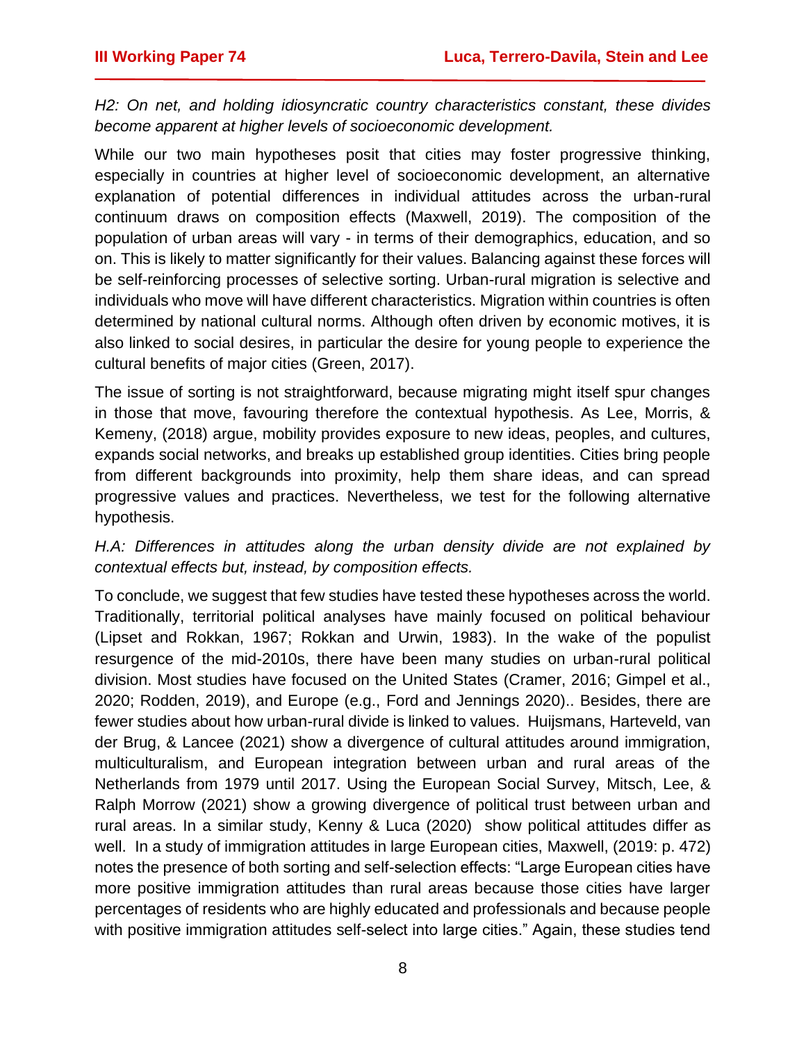*H2: On net, and holding idiosyncratic country characteristics constant, these divides become apparent at higher levels of socioeconomic development.*

While our two main hypotheses posit that cities may foster progressive thinking, especially in countries at higher level of socioeconomic development, an alternative explanation of potential differences in individual attitudes across the urban-rural continuum draws on composition effects (Maxwell, 2019). The composition of the population of urban areas will vary - in terms of their demographics, education, and so on. This is likely to matter significantly for their values. Balancing against these forces will be self-reinforcing processes of selective sorting. Urban-rural migration is selective and individuals who move will have different characteristics. Migration within countries is often determined by national cultural norms. Although often driven by economic motives, it is also linked to social desires, in particular the desire for young people to experience the cultural benefits of major cities (Green, 2017).

The issue of sorting is not straightforward, because migrating might itself spur changes in those that move, favouring therefore the contextual hypothesis. As Lee, Morris, & Kemeny, (2018) argue, mobility provides exposure to new ideas, peoples, and cultures, expands social networks, and breaks up established group identities. Cities bring people from different backgrounds into proximity, help them share ideas, and can spread progressive values and practices. Nevertheless, we test for the following alternative hypothesis.

*H.A: Differences in attitudes along the urban density divide are not explained by contextual effects but, instead, by composition effects.*

To conclude, we suggest that few studies have tested these hypotheses across the world. Traditionally, territorial political analyses have mainly focused on political behaviour (Lipset and Rokkan, 1967; Rokkan and Urwin, 1983). In the wake of the populist resurgence of the mid-2010s, there have been many studies on urban-rural political division. Most studies have focused on the United States (Cramer, 2016; Gimpel et al., 2020; Rodden, 2019), and Europe (e.g., Ford and Jennings 2020).. Besides, there are fewer studies about how urban-rural divide is linked to values. Huijsmans, Harteveld, van der Brug, & Lancee (2021) show a divergence of cultural attitudes around immigration, multiculturalism, and European integration between urban and rural areas of the Netherlands from 1979 until 2017. Using the European Social Survey, Mitsch, Lee, & Ralph Morrow (2021) show a growing divergence of political trust between urban and rural areas. In a similar study, Kenny & Luca (2020) show political attitudes differ as well. In a study of immigration attitudes in large European cities, Maxwell, (2019: p. 472) notes the presence of both sorting and self-selection effects: "Large European cities have more positive immigration attitudes than rural areas because those cities have larger percentages of residents who are highly educated and professionals and because people with positive immigration attitudes self-select into large cities." Again, these studies tend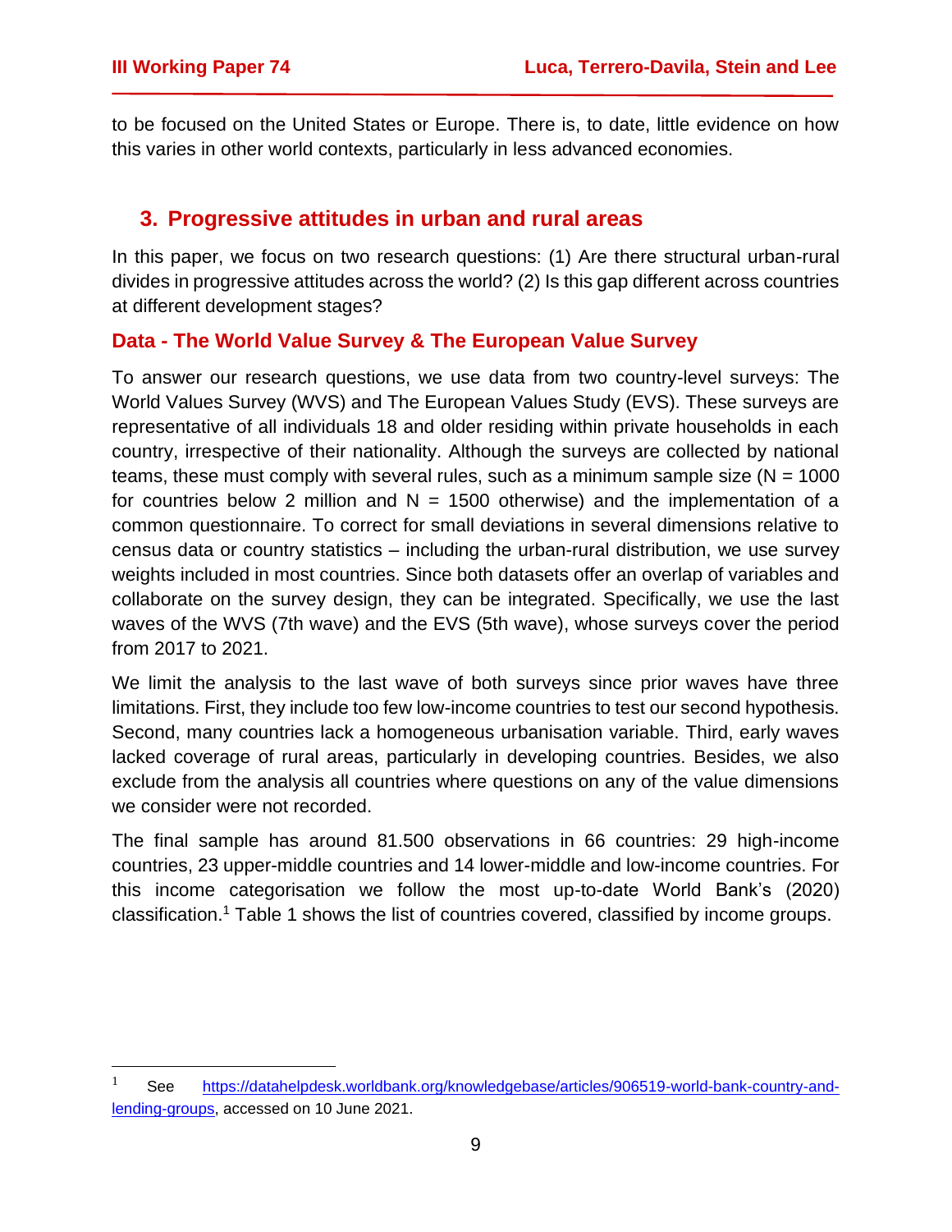to be focused on the United States or Europe. There is, to date, little evidence on how this varies in other world contexts, particularly in less advanced economies.

## 3. Progressive attitudes in urban and rural areas

In this paper, we focus on two research questions: (1) Are there structural urban-rural divides in progressive attitudes across the world? (2) Is this gap different across countries at different development stages?

### Data - The World Value Survey & The European Value Survey

To answer our research questions, we use data from two country-level surveys: The World Values Survey (WVS) and The European Values Study (EVS). These surveys are representative of all individuals 18 and older residing within private households in each country, irrespective of their nationality. Although the surveys are collected by national teams, these must comply with several rules, such as a minimum sample size (N = 1000 for countries below 2 million and N = 1500 otherwise) and the implementation of a common questionnaire. To correct for small deviations in several dimensions relative to census data or country statistics – including the urban-rural distribution, we use survey weights included in most countries. Since both datasets offer an overlap of variables and collaborate on the survey design, they can be integrated. Specifically, we use the last waves of the WVS (7th wave) and the EVS (5th wave), whose surveys cover the period from 2017 to 2021.

We limit the analysis to the last wave of both surveys since prior waves have three limitations. First, they include too few low-income countries to test our second hypothesis. Second, many countries lack a homogeneous urbanisation variable. Third, early waves lacked coverage of rural areas, particularly in developing countries. Besides, we also exclude from the analysis all countries where questions on any of the value dimensions we consider were not recorded.

The final sample has around 81.500 observations in 66 countries: 29 high-income countries, 23 upper-middle countries and 14 lower-middle and low-income countries. For this income categorisation we follow the most up-to-date World Bank's (2020) classification.[1] Table 1 shows the list of countries covered, classified by income groups.

---

[1] See https://datahelpdesk.worldbank.org/knowledgebase/articles/906519-world-bank-country-and-lending-groups, accessed on 10 June 2021.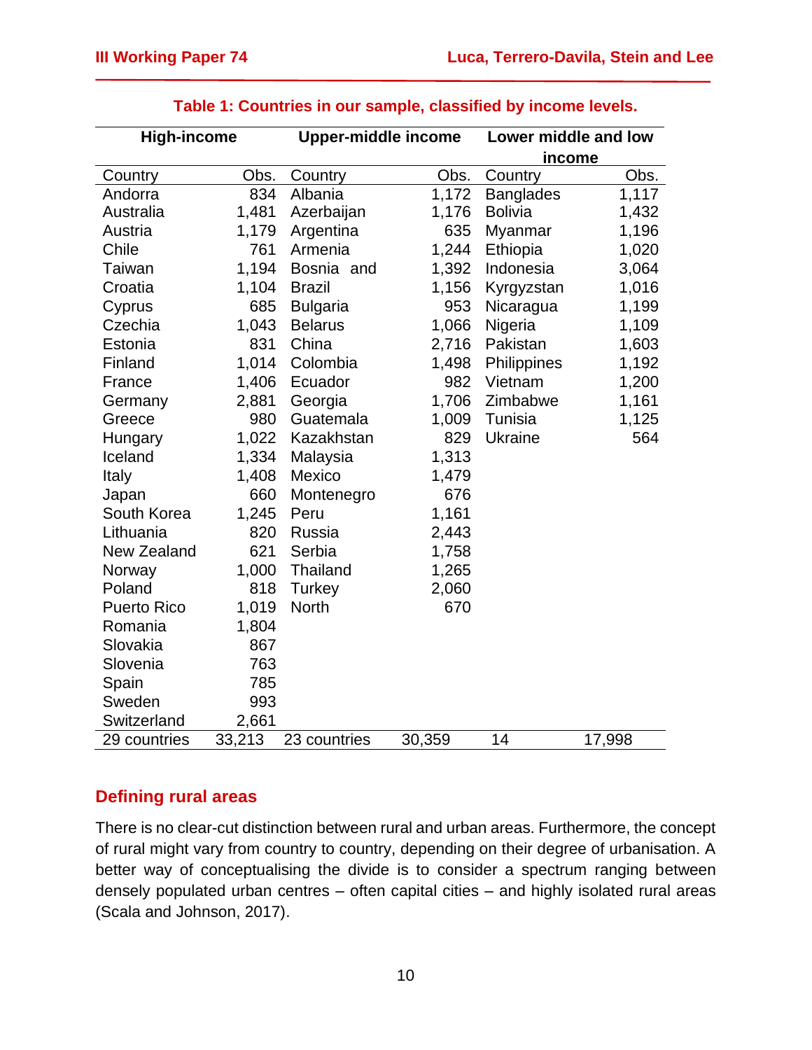**Table 1: Countries in our sample, classified by income levels.**

| High-income | | Upper-middle income | | Lower middle and low income | |
|---|---|---|---|---|---|
| Country | Obs. | Country | Obs. | Country | Obs. |
| Andorra | 834 | Albania | 1,172 | Banglades | 1,117 |
| Australia | 1,481 | Azerbaijan | 1,176 | Bolivia | 1,432 |
| Austria | 1,179 | Argentina | 635 | Myanmar | 1,196 |
| Chile | 761 | Armenia | 1,244 | Ethiopia | 1,020 |
| Taiwan | 1,194 | Bosnia and | 1,392 | Indonesia | 3,064 |
| Croatia | 1,104 | Brazil | 1,156 | Kyrgyzstan | 1,016 |
| Cyprus | 685 | Bulgaria | 953 | Nicaragua | 1,199 |
| Czechia | 1,043 | Belarus | 1,066 | Nigeria | 1,109 |
| Estonia | 831 | China | 2,716 | Pakistan | 1,603 |
| Finland | 1,014 | Colombia | 1,498 | Philippines | 1,192 |
| France | 1,406 | Ecuador | 982 | Vietnam | 1,200 |
| Germany | 2,881 | Georgia | 1,706 | Zimbabwe | 1,161 |
| Greece | 980 | Guatemala | 1,009 | Tunisia | 1,125 |
| Hungary | 1,022 | Kazakhstan | 829 | Ukraine | 564 |
| Iceland | 1,334 | Malaysia | 1,313 | | |
| Italy | 1,408 | Mexico | 1,479 | | |
| Japan | 660 | Montenegro | 676 | | |
| South Korea | 1,245 | Peru | 1,161 | | |
| Lithuania | 820 | Russia | 2,443 | | |
| New Zealand | 621 | Serbia | 1,758 | | |
| Norway | 1,000 | Thailand | 1,265 | | |
| Poland | 818 | Turkey | 2,060 | | |
| Puerto Rico | 1,019 | North | 670 | | |
| Romania | 1,804 | | | | |
| Slovakia | 867 | | | | |
| Slovenia | 763 | | | | |
| Spain | 785 | | | | |
| Sweden | 993 | | | | |
| Switzerland | 2,661 | | | | |
| 29 countries | 33,213 | 23 countries | 30,359 | 14 | 17,998 |

## Defining rural areas

There is no clear-cut distinction between rural and urban areas. Furthermore, the concept of rural might vary from country to country, depending on their degree of urbanisation. A better way of conceptualising the divide is to consider a spectrum ranging between densely populated urban centres – often capital cities – and highly isolated rural areas (Scala and Johnson, 2017).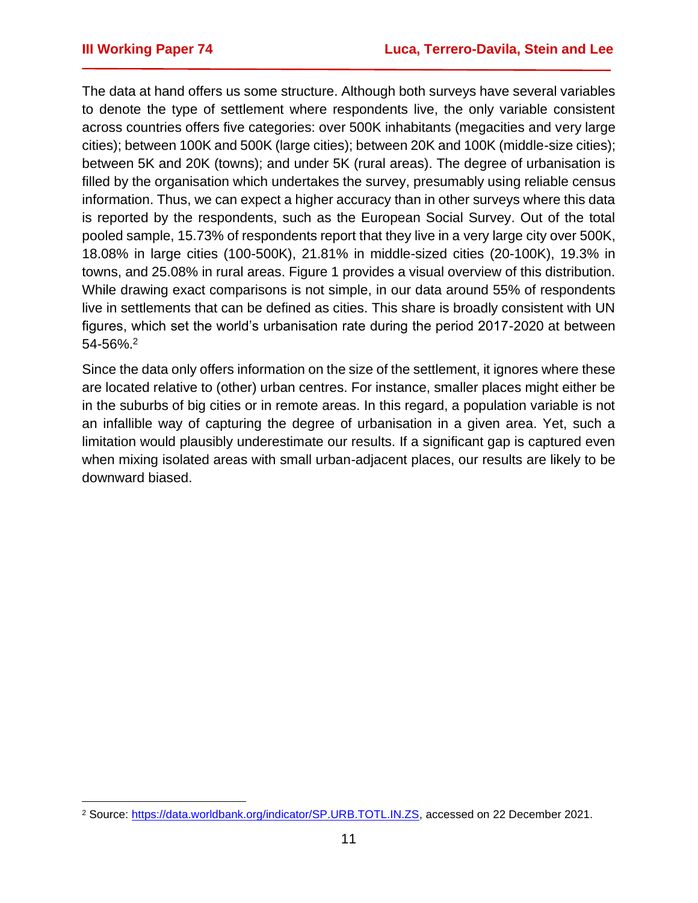The data at hand offers us some structure. Although both surveys have several variables to denote the type of settlement where respondents live, the only variable consistent across countries offers five categories: over 500K inhabitants (megacities and very large cities); between 100K and 500K (large cities); between 20K and 100K (middle-size cities); between 5K and 20K (towns); and under 5K (rural areas). The degree of urbanisation is filled by the organisation which undertakes the survey, presumably using reliable census information. Thus, we can expect a higher accuracy than in other surveys where this data is reported by the respondents, such as the European Social Survey. Out of the total pooled sample, 15.73% of respondents report that they live in a very large city over 500K, 18.08% in large cities (100-500K), 21.81% in middle-sized cities (20-100K), 19.3% in towns, and 25.08% in rural areas. Figure 1 provides a visual overview of this distribution. While drawing exact comparisons is not simple, in our data around 55% of respondents live in settlements that can be defined as cities. This share is broadly consistent with UN figures, which set the world's urbanisation rate during the period 2017-2020 at between 54-56%.[2]

Since the data only offers information on the size of the settlement, it ignores where these are located relative to (other) urban centres. For instance, smaller places might either be in the suburbs of big cities or in remote areas. In this regard, a population variable is not an infallible way of capturing the degree of urbanisation in a given area. Yet, such a limitation would plausibly underestimate our results. If a significant gap is captured even when mixing isolated areas with small urban-adjacent places, our results are likely to be downward biased.

[2] Source: https://data.worldbank.org/indicator/SP.URB.TOTL.IN.ZS, accessed on 22 December 2021.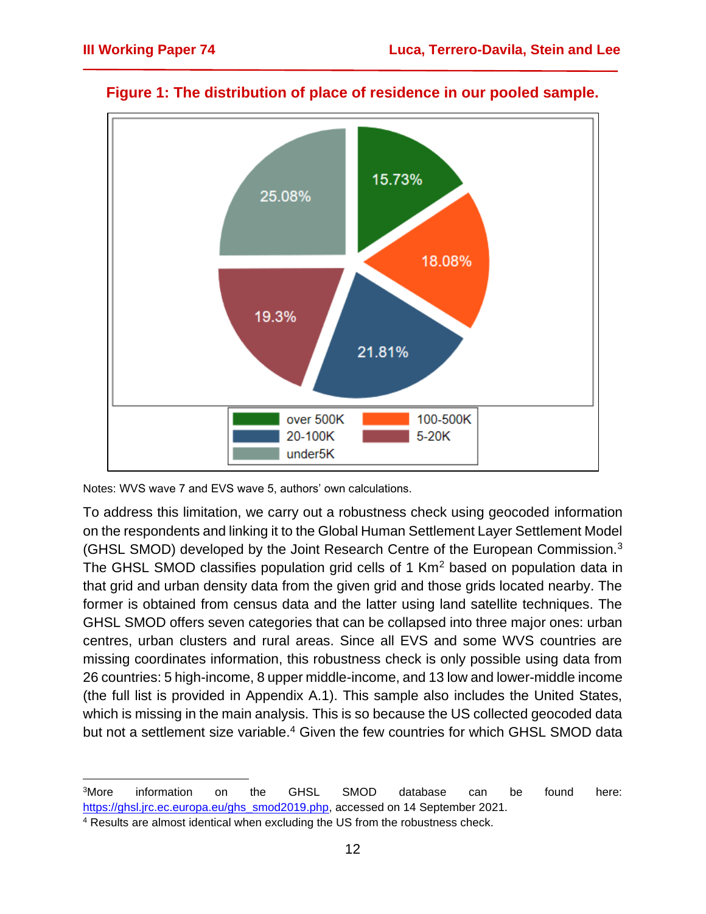**Figure 1: The distribution of place of residence in our pooled sample.**

15.73%
18.08%
21.81%
19.3%
25.08%

over 500K
100-500K
20-100K
5-20K
under5K

Notes: WVS wave 7 and EVS wave 5, authors' own calculations.

To address this limitation, we carry out a robustness check using geocoded information on the respondents and linking it to the Global Human Settlement Layer Settlement Model (GHSL SMOD) developed by the Joint Research Centre of the European Commission.[3] The GHSL SMOD classifies population grid cells of 1 $Km^2$ based on population data in that grid and urban density data from the given grid and those grids located nearby. The former is obtained from census data and the latter using land satellite techniques. The GHSL SMOD offers seven categories that can be collapsed into three major ones: urban centres, urban clusters and rural areas. Since all EVS and some WVS countries are missing coordinates information, this robustness check is only possible using data from 26 countries: 5 high-income, 8 upper middle-income, and 13 low and lower-middle income (the full list is provided in Appendix A.1). This sample also includes the United States, which is missing in the main analysis. This is so because the US collected geocoded data but not a settlement size variable.[4] Given the few countries for which GHSL SMOD data

[3] More information on the GHSL SMOD database can be found here: https://ghsl.jrc.ec.europa.eu/ghs_smod2019.php, accessed on 14 September 2021.

[4] Results are almost identical when excluding the US from the robustness check.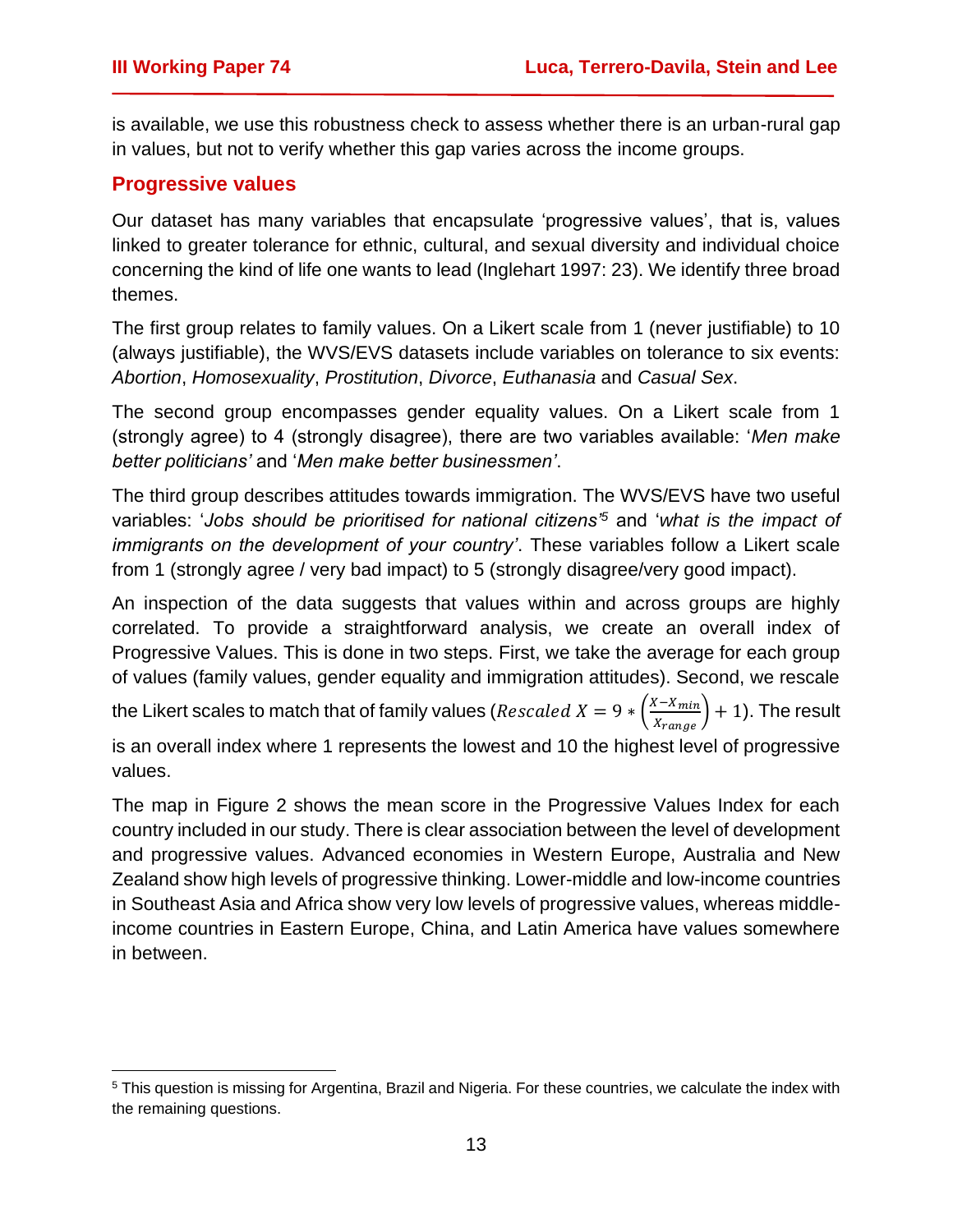is available, we use this robustness check to assess whether there is an urban-rural gap in values, but not to verify whether this gap varies across the income groups.

## Progressive values

Our dataset has many variables that encapsulate 'progressive values', that is, values linked to greater tolerance for ethnic, cultural, and sexual diversity and individual choice concerning the kind of life one wants to lead (Inglehart 1997: 23). We identify three broad themes.

The first group relates to family values. On a Likert scale from 1 (never justifiable) to 10 (always justifiable), the WVS/EVS datasets include variables on tolerance to six events: *Abortion*, *Homosexuality*, *Prostitution*, *Divorce*, *Euthanasia* and *Casual Sex*.

The second group encompasses gender equality values. On a Likert scale from 1 (strongly agree) to 4 (strongly disagree), there are two variables available: '*Men make better politicians'* and '*Men make better businessmen'*.

The third group describes attitudes towards immigration. The WVS/EVS have two useful variables: '*Jobs should be prioritised for national citizens'*[5] and '*what is the impact of immigrants on the development of your country'*. These variables follow a Likert scale from 1 (strongly agree / very bad impact) to 5 (strongly disagree/very good impact).

An inspection of the data suggests that values within and across groups are highly correlated. To provide a straightforward analysis, we create an overall index of Progressive Values. This is done in two steps. First, we take the average for each group of values (family values, gender equality and immigration attitudes). Second, we rescale the Likert scales to match that of family values ($Rescaled\ X = 9 * \left(\frac{X - X_{min}}{X_{range}}\right) + 1$). The result is an overall index where 1 represents the lowest and 10 the highest level of progressive values.

The map in Figure 2 shows the mean score in the Progressive Values Index for each country included in our study. There is clear association between the level of development and progressive values. Advanced economies in Western Europe, Australia and New Zealand show high levels of progressive thinking. Lower-middle and low-income countries in Southeast Asia and Africa show very low levels of progressive values, whereas middle-income countries in Eastern Europe, China, and Latin America have values somewhere in between.

---

[5] This question is missing for Argentina, Brazil and Nigeria. For these countries, we calculate the index with the remaining questions.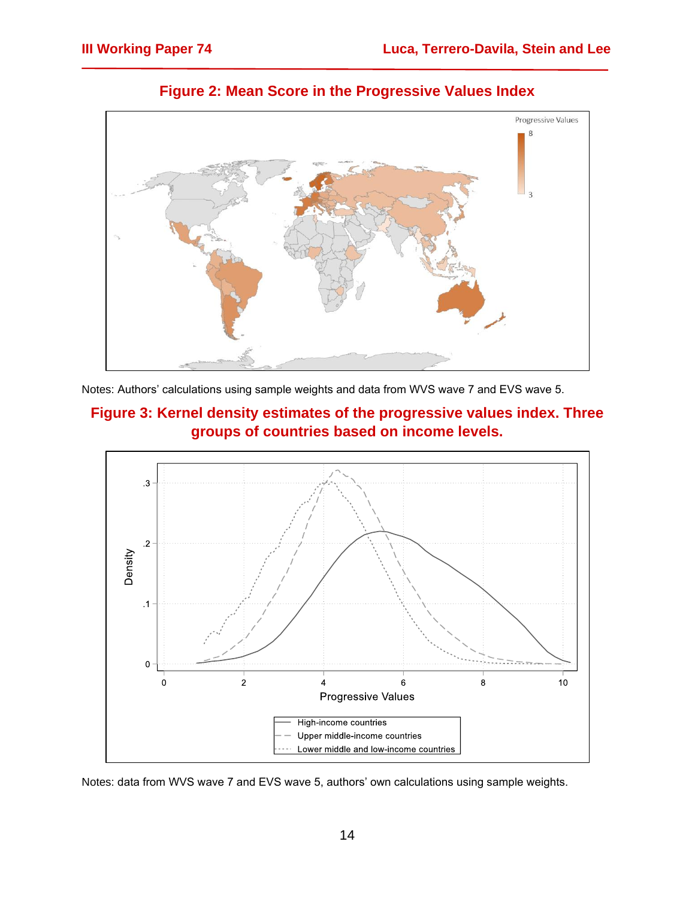**Figure 2: Mean Score in the Progressive Values Index**

Progressive Values

8

3

Notes: Authors' calculations using sample weights and data from WVS wave 7 and EVS wave 5.

**Figure 3: Kernel density estimates of the progressive values index. Three groups of countries based on income levels.**

Density

.3

.2

.1

0

0 2 4 6 8 10

Progressive Values

High-income countries

Upper middle-income countries

Lower middle and low-income countries

Notes: data from WVS wave 7 and EVS wave 5, authors' own calculations using sample weights.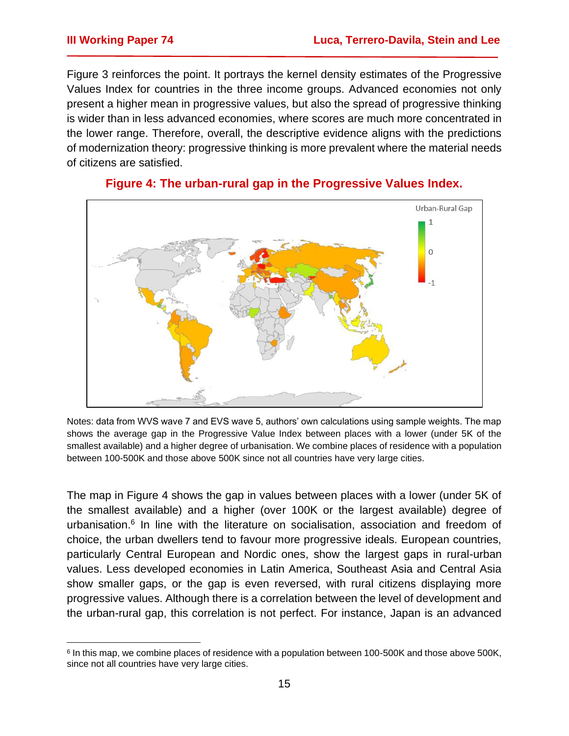Figure 3 reinforces the point. It portrays the kernel density estimates of the Progressive Values Index for countries in the three income groups. Advanced economies not only present a higher mean in progressive values, but also the spread of progressive thinking is wider than in less advanced economies, where scores are much more concentrated in the lower range. Therefore, overall, the descriptive evidence aligns with the predictions of modernization theory: progressive thinking is more prevalent where the material needs of citizens are satisfied.

**Figure 4: The urban-rural gap in the Progressive Values Index.**

Notes: data from WVS wave 7 and EVS wave 5, authors' own calculations using sample weights. The map shows the average gap in the Progressive Value Index between places with a lower (under 5K of the smallest available) and a higher degree of urbanisation. We combine places of residence with a population between 100-500K and those above 500K since not all countries have very large cities.

The map in Figure 4 shows the gap in values between places with a lower (under 5K of the smallest available) and a higher (over 100K or the largest available) degree of urbanisation.[6] In line with the literature on socialisation, association and freedom of choice, the urban dwellers tend to favour more progressive ideals. European countries, particularly Central European and Nordic ones, show the largest gaps in rural-urban values. Less developed economies in Latin America, Southeast Asia and Central Asia show smaller gaps, or the gap is even reversed, with rural citizens displaying more progressive values. Although there is a correlation between the level of development and the urban-rural gap, this correlation is not perfect. For instance, Japan is an advanced

[6] In this map, we combine places of residence with a population between 100-500K and those above 500K, since not all countries have very large cities.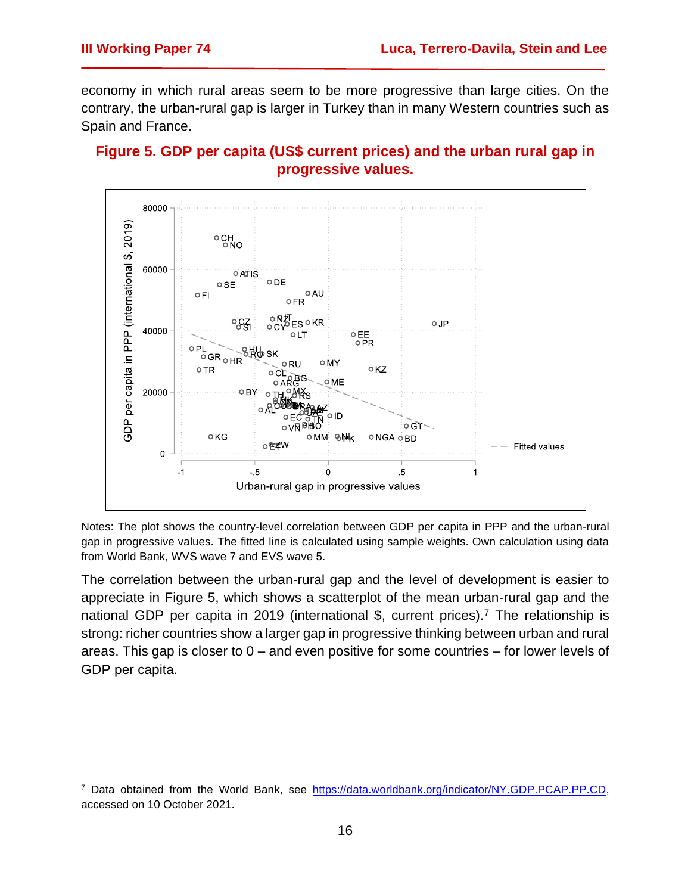economy in which rural areas seem to be more progressive than large cities. On the contrary, the urban-rural gap is larger in Turkey than in many Western countries such as Spain and France.

**Figure 5. GDP per capita (US$ current prices) and the urban rural gap in progressive values.**

GDP per capita in PPP (international $, 2019)

80000
60000
40000
20000
0

CH
NO
AT
IS
SE
DE
AU
FI
FR
CZ
SI
NZ
IT
CY
ES
KR
LT
JP
EE
PR
PL
HU
RO
SK
GR
HR
RU
MY
TR
KZ
CL
BG
ARG
ME
BY
TH
MX
RS
MK
CO
BRA
AZ
AL
UA
EC
TN
ID
VN
PE
BO
GT
KG
MM
NI
PK
NGA
BD
ET
ZW

-1
-.5
0
.5
1

Urban-rural gap in progressive values

Fitted values

Notes: The plot shows the country-level correlation between GDP per capita in PPP and the urban-rural gap in progressive values. The fitted line is calculated using sample weights. Own calculation using data from World Bank, WVS wave 7 and EVS wave 5.

The correlation between the urban-rural gap and the level of development is easier to appreciate in Figure 5, which shows a scatterplot of the mean urban-rural gap and the national GDP per capita in 2019 (international $, current prices).[7] The relationship is strong: richer countries show a larger gap in progressive thinking between urban and rural areas. This gap is closer to 0 – and even positive for some countries – for lower levels of GDP per capita.

---

[7] Data obtained from the World Bank, see https://data.worldbank.org/indicator/NY.GDP.PCAP.PP.CD, accessed on 10 October 2021.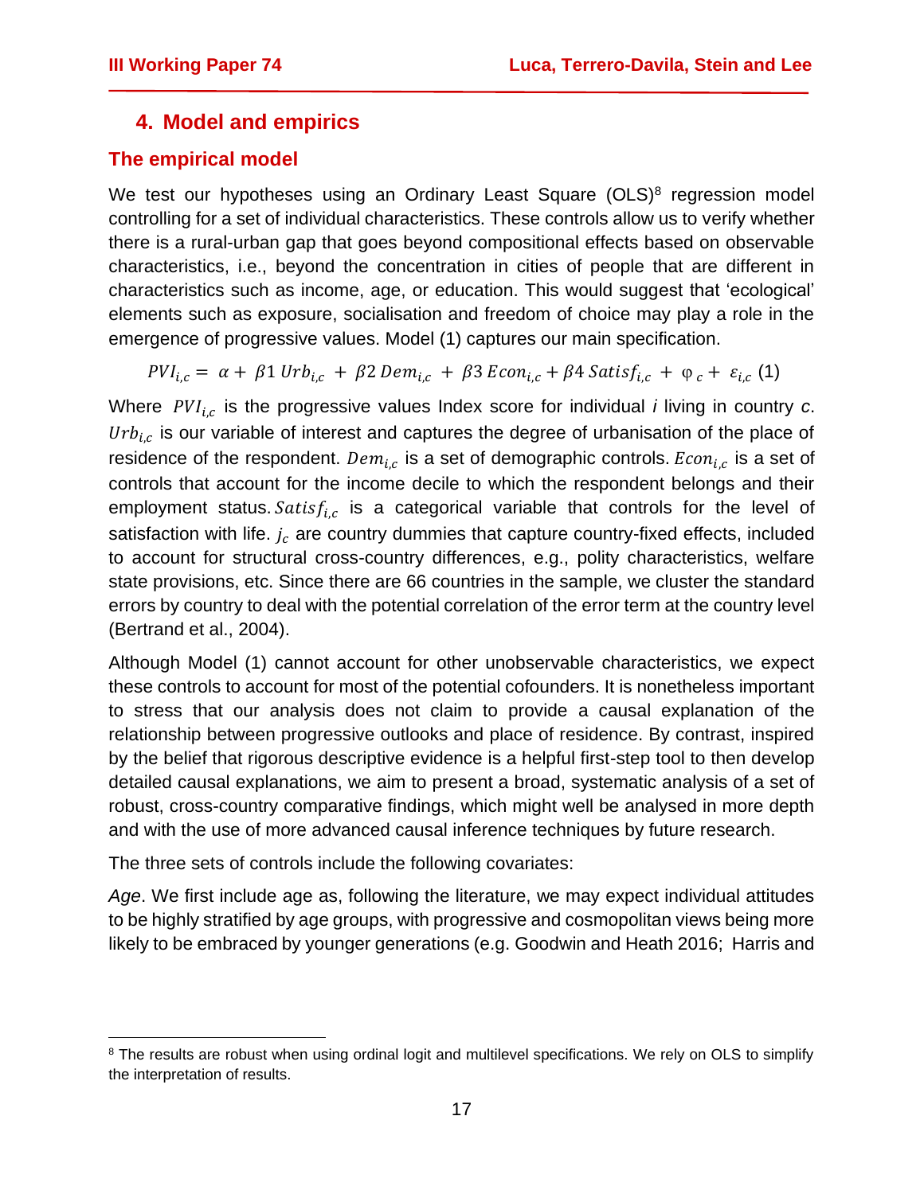## 4. Model and empirics

### The empirical model

We test our hypotheses using an Ordinary Least Square (OLS)[8] regression model controlling for a set of individual characteristics. These controls allow us to verify whether there is a rural-urban gap that goes beyond compositional effects based on observable characteristics, i.e., beyond the concentration in cities of people that are different in characteristics such as income, age, or education. This would suggest that 'ecological' elements such as exposure, socialisation and freedom of choice may play a role in the emergence of progressive values. Model (1) captures our main specification.

$$PVI_{i,c} = \alpha + \beta 1\, Urb_{i,c} + \beta 2\, Dem_{i,c} + \beta 3\, Econ_{i,c} + \beta 4\, Satisf_{i,c} + \varphi_c + \varepsilon_{i,c} \quad (1)$$

Where $PVI_{i,c}$ is the progressive values Index score for individual *i* living in country *c*. $Urb_{i,c}$ is our variable of interest and captures the degree of urbanisation of the place of residence of the respondent. $Dem_{i,c}$ is a set of demographic controls. $Econ_{i,c}$ is a set of controls that account for the income decile to which the respondent belongs and their employment status. $Satisf_{i,c}$ is a categorical variable that controls for the level of satisfaction with life. $j_c$ are country dummies that capture country-fixed effects, included to account for structural cross-country differences, e.g., polity characteristics, welfare state provisions, etc. Since there are 66 countries in the sample, we cluster the standard errors by country to deal with the potential correlation of the error term at the country level (Bertrand et al., 2004).

Although Model (1) cannot account for other unobservable characteristics, we expect these controls to account for most of the potential cofounders. It is nonetheless important to stress that our analysis does not claim to provide a causal explanation of the relationship between progressive outlooks and place of residence. By contrast, inspired by the belief that rigorous descriptive evidence is a helpful first-step tool to then develop detailed causal explanations, we aim to present a broad, systematic analysis of a set of robust, cross-country comparative findings, which might well be analysed in more depth and with the use of more advanced causal inference techniques by future research.

The three sets of controls include the following covariates:

*Age*. We first include age as, following the literature, we may expect individual attitudes to be highly stratified by age groups, with progressive and cosmopolitan views being more likely to be embraced by younger generations (e.g. Goodwin and Heath 2016; Harris and

[8] The results are robust when using ordinal logit and multilevel specifications. We rely on OLS to simplify the interpretation of results.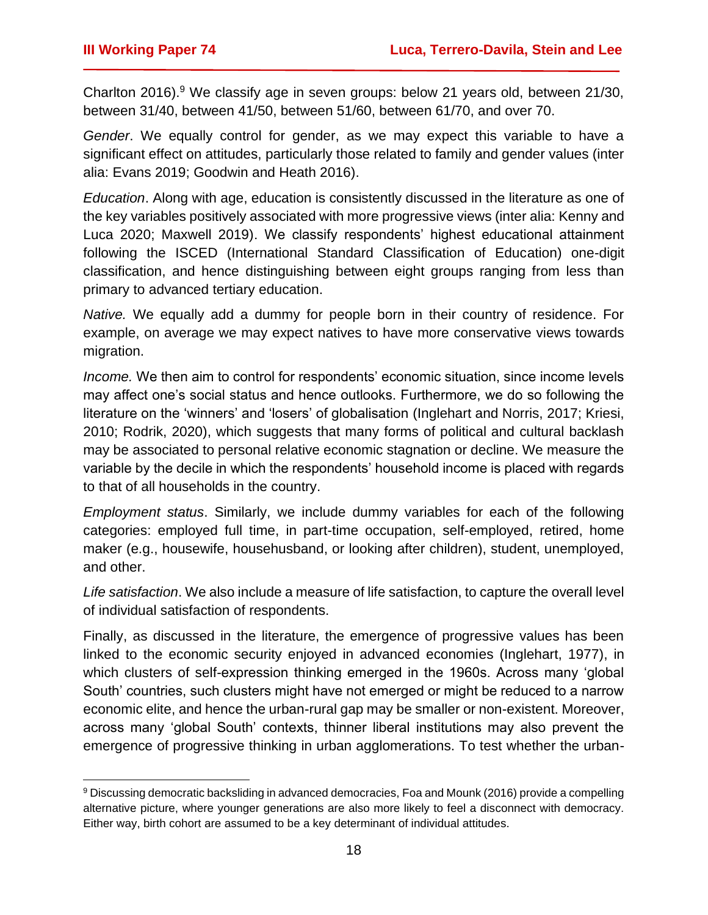Charlton 2016).[9] We classify age in seven groups: below 21 years old, between 21/30, between 31/40, between 41/50, between 51/60, between 61/70, and over 70.

*Gender*. We equally control for gender, as we may expect this variable to have a significant effect on attitudes, particularly those related to family and gender values (inter alia: Evans 2019; Goodwin and Heath 2016).

*Education*. Along with age, education is consistently discussed in the literature as one of the key variables positively associated with more progressive views (inter alia: Kenny and Luca 2020; Maxwell 2019). We classify respondents' highest educational attainment following the ISCED (International Standard Classification of Education) one-digit classification, and hence distinguishing between eight groups ranging from less than primary to advanced tertiary education.

*Native.* We equally add a dummy for people born in their country of residence. For example, on average we may expect natives to have more conservative views towards migration.

*Income.* We then aim to control for respondents' economic situation, since income levels may affect one's social status and hence outlooks. Furthermore, we do so following the literature on the 'winners' and 'losers' of globalisation (Inglehart and Norris, 2017; Kriesi, 2010; Rodrik, 2020), which suggests that many forms of political and cultural backlash may be associated to personal relative economic stagnation or decline. We measure the variable by the decile in which the respondents' household income is placed with regards to that of all households in the country.

*Employment status*. Similarly, we include dummy variables for each of the following categories: employed full time, in part-time occupation, self-employed, retired, home maker (e.g., housewife, househusband, or looking after children), student, unemployed, and other.

*Life satisfaction*. We also include a measure of life satisfaction, to capture the overall level of individual satisfaction of respondents.

Finally, as discussed in the literature, the emergence of progressive values has been linked to the economic security enjoyed in advanced economies (Inglehart, 1977), in which clusters of self-expression thinking emerged in the 1960s. Across many 'global South' countries, such clusters might have not emerged or might be reduced to a narrow economic elite, and hence the urban-rural gap may be smaller or non-existent. Moreover, across many 'global South' contexts, thinner liberal institutions may also prevent the emergence of progressive thinking in urban agglomerations. To test whether the urban-

---

[9] Discussing democratic backsliding in advanced democracies, Foa and Mounk (2016) provide a compelling alternative picture, where younger generations are also more likely to feel a disconnect with democracy. Either way, birth cohort are assumed to be a key determinant of individual attitudes.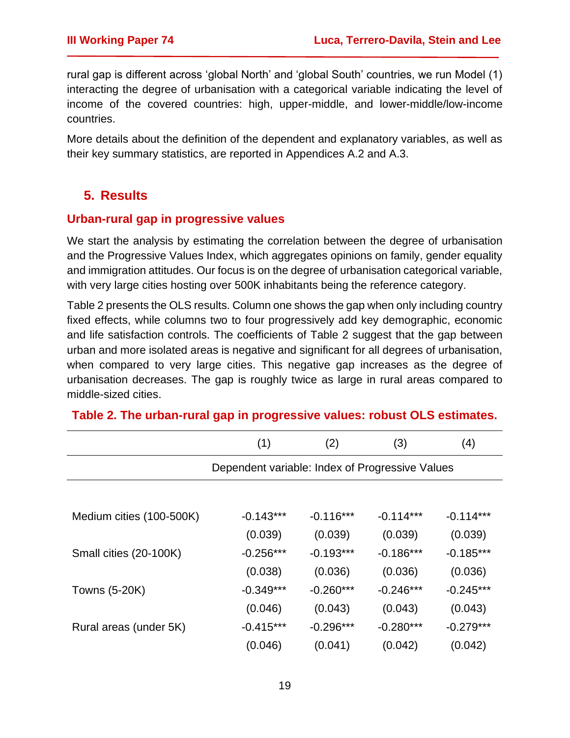rural gap is different across 'global North' and 'global South' countries, we run Model (1) interacting the degree of urbanisation with a categorical variable indicating the level of income of the covered countries: high, upper-middle, and lower-middle/low-income countries.

More details about the definition of the dependent and explanatory variables, as well as their key summary statistics, are reported in Appendices A.2 and A.3.

## 5. Results

### Urban-rural gap in progressive values

We start the analysis by estimating the correlation between the degree of urbanisation and the Progressive Values Index, which aggregates opinions on family, gender equality and immigration attitudes. Our focus is on the degree of urbanisation categorical variable, with very large cities hosting over 500K inhabitants being the reference category.

Table 2 presents the OLS results. Column one shows the gap when only including country fixed effects, while columns two to four progressively add key demographic, economic and life satisfaction controls. The coefficients of Table 2 suggest that the gap between urban and more isolated areas is negative and significant for all degrees of urbanisation, when compared to very large cities. This negative gap increases as the degree of urbanisation decreases. The gap is roughly twice as large in rural areas compared to middle-sized cities.

**Table 2. The urban-rural gap in progressive values: robust OLS estimates.**

| | (1) | (2) | (3) | (4) |
|---|---|---|---|---|
| | Dependent variable: Index of Progressive Values | | | |
| Medium cities (100-500K) | -0.143*** | -0.116*** | -0.114*** | -0.114*** |
| | (0.039) | (0.039) | (0.039) | (0.039) |
| Small cities (20-100K) | -0.256*** | -0.193*** | -0.186*** | -0.185*** |
| | (0.038) | (0.036) | (0.036) | (0.036) |
| Towns (5-20K) | -0.349*** | -0.260*** | -0.246*** | -0.245*** |
| | (0.046) | (0.043) | (0.043) | (0.043) |
| Rural areas (under 5K) | -0.415*** | -0.296*** | -0.280*** | -0.279*** |
| | (0.046) | (0.041) | (0.042) | (0.042) |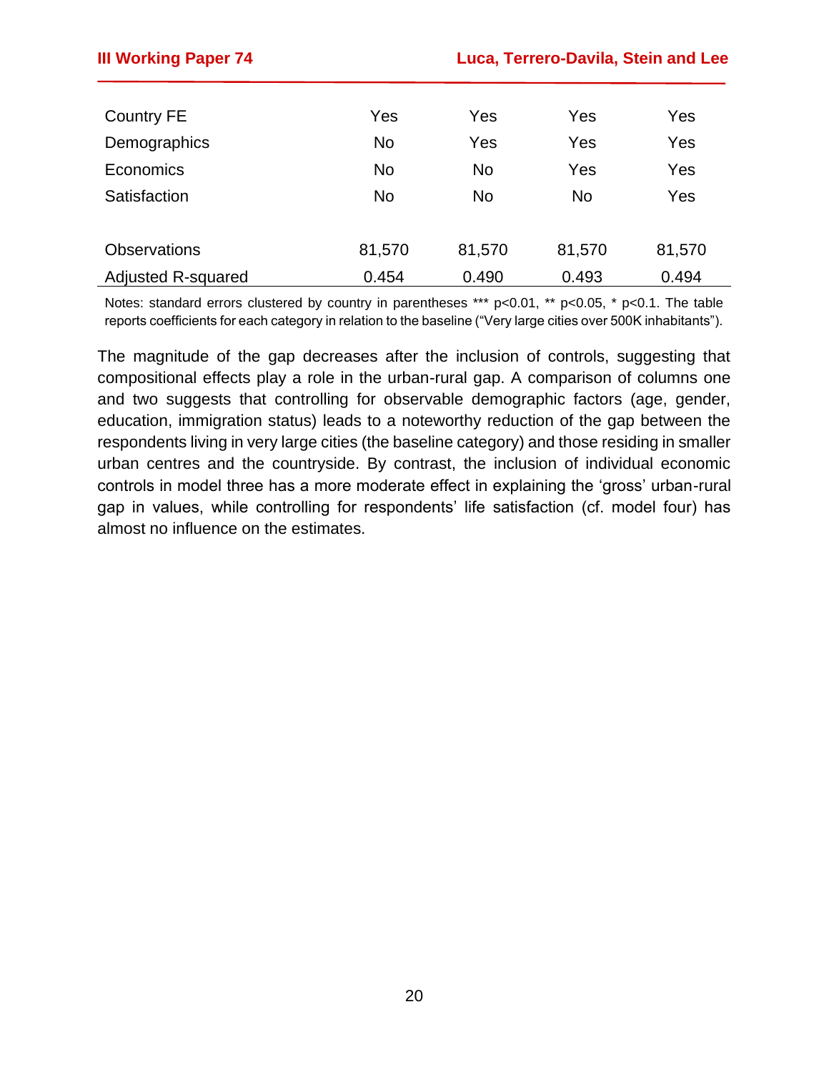| | | | | |
|---|---|---|---|---|
| Country FE | Yes | Yes | Yes | Yes |
| Demographics | No | Yes | Yes | Yes |
| Economics | No | No | Yes | Yes |
| Satisfaction | No | No | No | Yes |
| | | | | |
| Observations | 81,570 | 81,570 | 81,570 | 81,570 |
| Adjusted R-squared | 0.454 | 0.490 | 0.493 | 0.494 |

Notes: standard errors clustered by country in parentheses *** p<0.01, ** p<0.05, * p<0.1. The table reports coefficients for each category in relation to the baseline ("Very large cities over 500K inhabitants").

The magnitude of the gap decreases after the inclusion of controls, suggesting that compositional effects play a role in the urban-rural gap. A comparison of columns one and two suggests that controlling for observable demographic factors (age, gender, education, immigration status) leads to a noteworthy reduction of the gap between the respondents living in very large cities (the baseline category) and those residing in smaller urban centres and the countryside. By contrast, the inclusion of individual economic controls in model three has a more moderate effect in explaining the 'gross' urban-rural gap in values, while controlling for respondents' life satisfaction (cf. model four) has almost no influence on the estimates.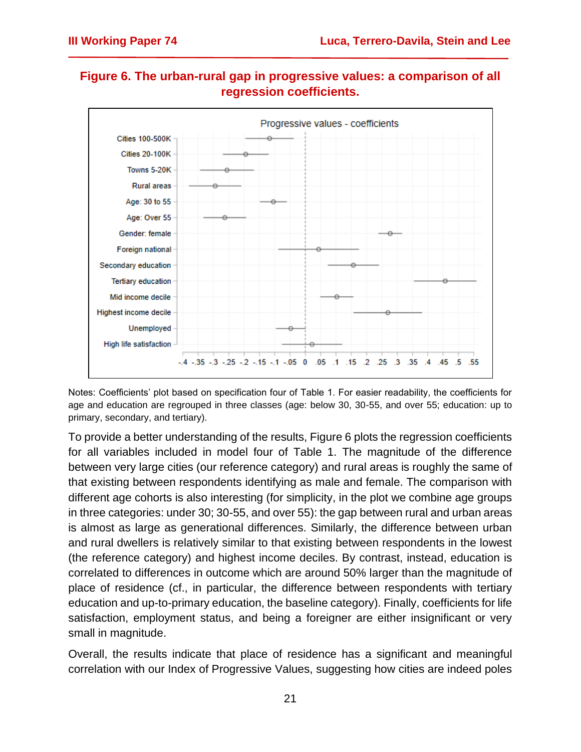**Figure 6. The urban-rural gap in progressive values: a comparison of all regression coefficients.**

Progressive values - coefficients

Cities 100-500K
Cities 20-100K
Towns 5-20K
Rural areas
Age: 30 to 55
Age: Over 55
Gender: female
Foreign national
Secondary education
Tertiary education
Mid income decile
Highest income decile
Unemployed
High life satisfaction

-.4 -.35 -.3 -.25 -.2 -.15 -.1 -.05 0 .05 .1 .15 .2 .25 .3 .35 .4 .45 .5 .55

Notes: Coefficients' plot based on specification four of Table 1. For easier readability, the coefficients for age and education are regrouped in three classes (age: below 30, 30-55, and over 55; education: up to primary, secondary, and tertiary).

To provide a better understanding of the results, Figure 6 plots the regression coefficients for all variables included in model four of Table 1. The magnitude of the difference between very large cities (our reference category) and rural areas is roughly the same of that existing between respondents identifying as male and female. The comparison with different age cohorts is also interesting (for simplicity, in the plot we combine age groups in three categories: under 30; 30-55, and over 55): the gap between rural and urban areas is almost as large as generational differences. Similarly, the difference between urban and rural dwellers is relatively similar to that existing between respondents in the lowest (the reference category) and highest income deciles. By contrast, instead, education is correlated to differences in outcome which are around 50% larger than the magnitude of place of residence (cf., in particular, the difference between respondents with tertiary education and up-to-primary education, the baseline category). Finally, coefficients for life satisfaction, employment status, and being a foreigner are either insignificant or very small in magnitude.

Overall, the results indicate that place of residence has a significant and meaningful correlation with our Index of Progressive Values, suggesting how cities are indeed poles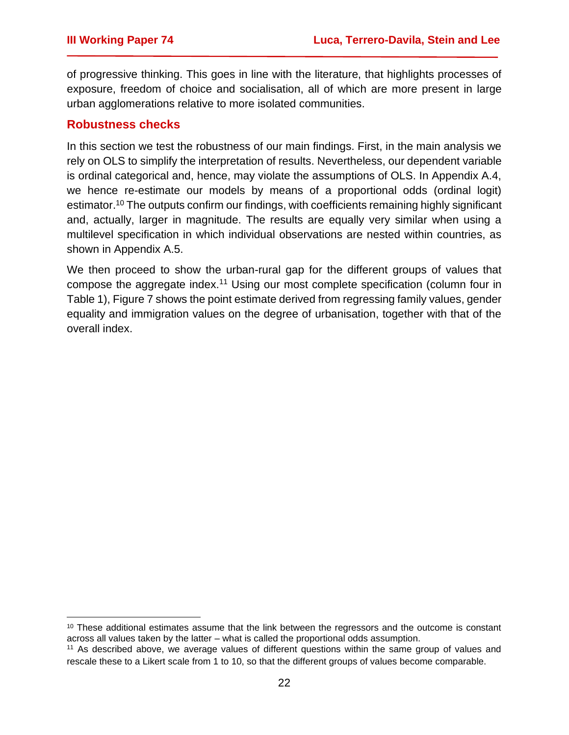of progressive thinking. This goes in line with the literature, that highlights processes of exposure, freedom of choice and socialisation, all of which are more present in large urban agglomerations relative to more isolated communities.

## Robustness checks

In this section we test the robustness of our main findings. First, in the main analysis we rely on OLS to simplify the interpretation of results. Nevertheless, our dependent variable is ordinal categorical and, hence, may violate the assumptions of OLS. In Appendix A.4, we hence re-estimate our models by means of a proportional odds (ordinal logit) estimator.[10] The outputs confirm our findings, with coefficients remaining highly significant and, actually, larger in magnitude. The results are equally very similar when using a multilevel specification in which individual observations are nested within countries, as shown in Appendix A.5.

We then proceed to show the urban-rural gap for the different groups of values that compose the aggregate index.[11] Using our most complete specification (column four in Table 1), Figure 7 shows the point estimate derived from regressing family values, gender equality and immigration values on the degree of urbanisation, together with that of the overall index.

[10] These additional estimates assume that the link between the regressors and the outcome is constant across all values taken by the latter – what is called the proportional odds assumption.

[11] As described above, we average values of different questions within the same group of values and rescale these to a Likert scale from 1 to 10, so that the different groups of values become comparable.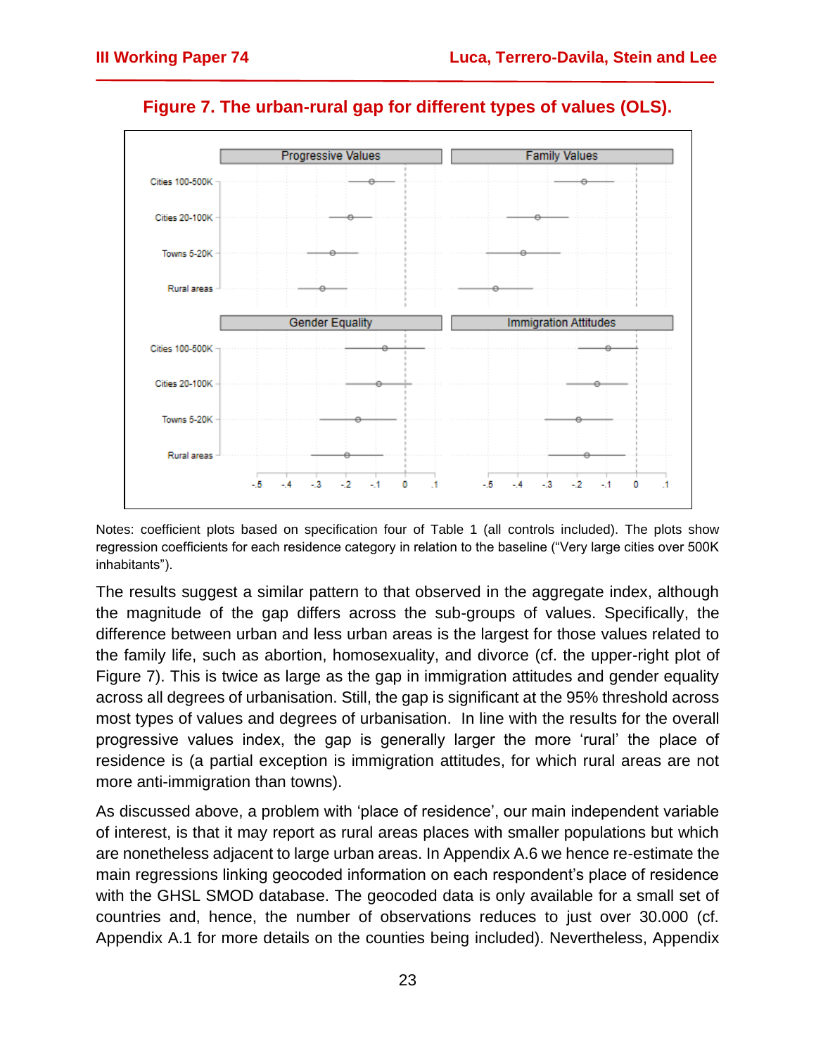**Figure 7. The urban-rural gap for different types of values (OLS).**

Progressive Values

Family Values

Gender Equality

Immigration Attitudes

Cities 100-500K

Cities 20-100K

Towns 5-20K

Rural areas

-.5 -.4 -.3 -.2 -.1 0 .1

-.5 -.4 -.3 -.2 -.1 0 .1

Notes: coefficient plots based on specification four of Table 1 (all controls included). The plots show regression coefficients for each residence category in relation to the baseline ("Very large cities over 500K inhabitants").

The results suggest a similar pattern to that observed in the aggregate index, although the magnitude of the gap differs across the sub-groups of values. Specifically, the difference between urban and less urban areas is the largest for those values related to the family life, such as abortion, homosexuality, and divorce (cf. the upper-right plot of Figure 7). This is twice as large as the gap in immigration attitudes and gender equality across all degrees of urbanisation. Still, the gap is significant at the 95% threshold across most types of values and degrees of urbanisation. In line with the results for the overall progressive values index, the gap is generally larger the more 'rural' the place of residence is (a partial exception is immigration attitudes, for which rural areas are not more anti-immigration than towns).

As discussed above, a problem with 'place of residence', our main independent variable of interest, is that it may report as rural areas places with smaller populations but which are nonetheless adjacent to large urban areas. In Appendix A.6 we hence re-estimate the main regressions linking geocoded information on each respondent's place of residence with the GHSL SMOD database. The geocoded data is only available for a small set of countries and, hence, the number of observations reduces to just over 30.000 (cf. Appendix A.1 for more details on the counties being included). Nevertheless, Appendix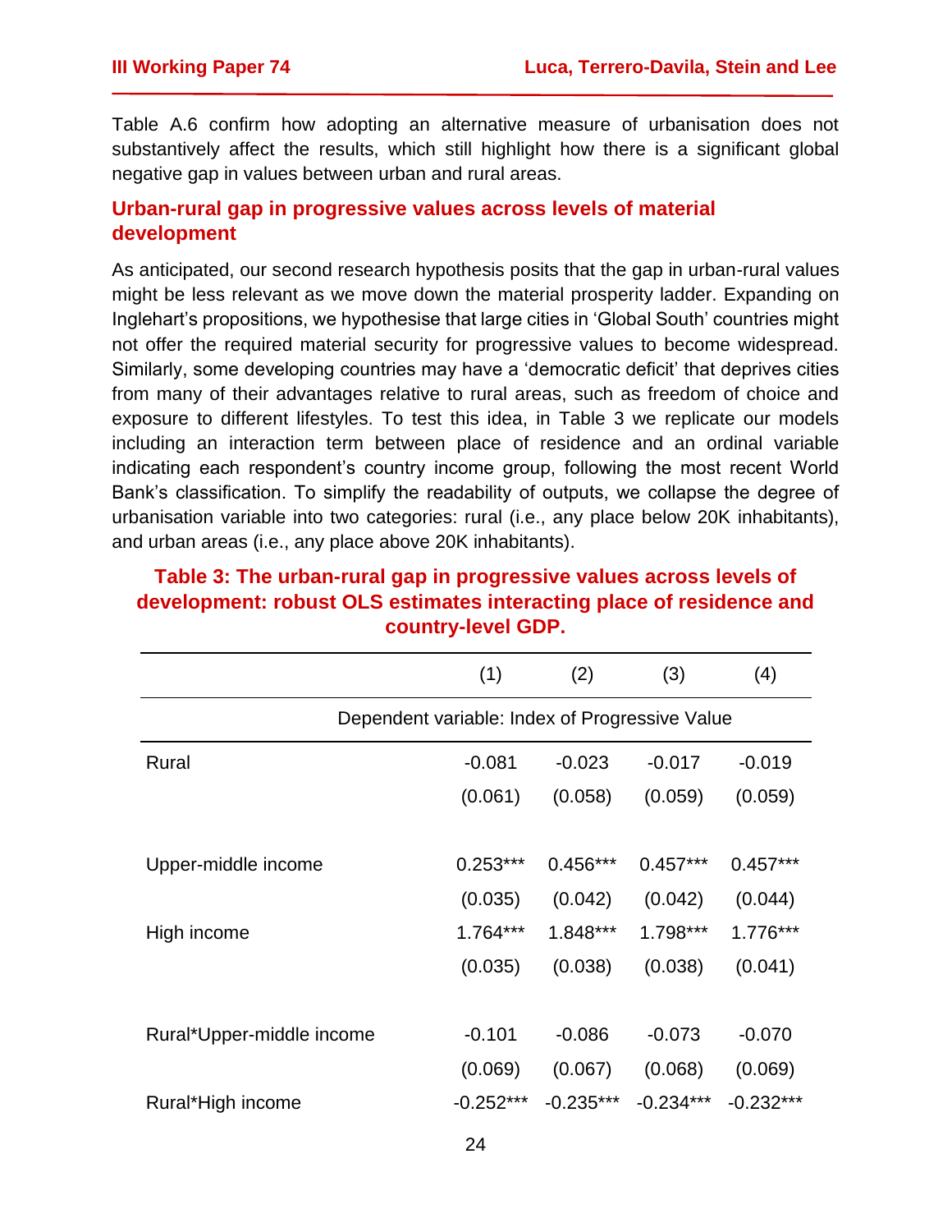Table A.6 confirm how adopting an alternative measure of urbanisation does not substantively affect the results, which still highlight how there is a significant global negative gap in values between urban and rural areas.

## Urban-rural gap in progressive values across levels of material development

As anticipated, our second research hypothesis posits that the gap in urban-rural values might be less relevant as we move down the material prosperity ladder. Expanding on Inglehart's propositions, we hypothesise that large cities in 'Global South' countries might not offer the required material security for progressive values to become widespread. Similarly, some developing countries may have a 'democratic deficit' that deprives cities from many of their advantages relative to rural areas, such as freedom of choice and exposure to different lifestyles. To test this idea, in Table 3 we replicate our models including an interaction term between place of residence and an ordinal variable indicating each respondent's country income group, following the most recent World Bank's classification. To simplify the readability of outputs, we collapse the degree of urbanisation variable into two categories: rural (i.e., any place below 20K inhabitants), and urban areas (i.e., any place above 20K inhabitants).

**Table 3: The urban-rural gap in progressive values across levels of development: robust OLS estimates interacting place of residence and country-level GDP.**

| | (1) | (2) | (3) | (4) |
|---|---|---|---|---|
| | Dependent variable: Index of Progressive Value | | | |
| Rural | -0.081 | -0.023 | -0.017 | -0.019 |
| | (0.061) | (0.058) | (0.059) | (0.059) |
| Upper-middle income | 0.253*** | 0.456*** | 0.457*** | 0.457*** |
| | (0.035) | (0.042) | (0.042) | (0.044) |
| High income | 1.764*** | 1.848*** | 1.798*** | 1.776*** |
| | (0.035) | (0.038) | (0.038) | (0.041) |
| Rural*Upper-middle income | -0.101 | -0.086 | -0.073 | -0.070 |
| | (0.069) | (0.067) | (0.068) | (0.069) |
| Rural*High income | -0.252*** | -0.235*** | -0.234*** | -0.232*** |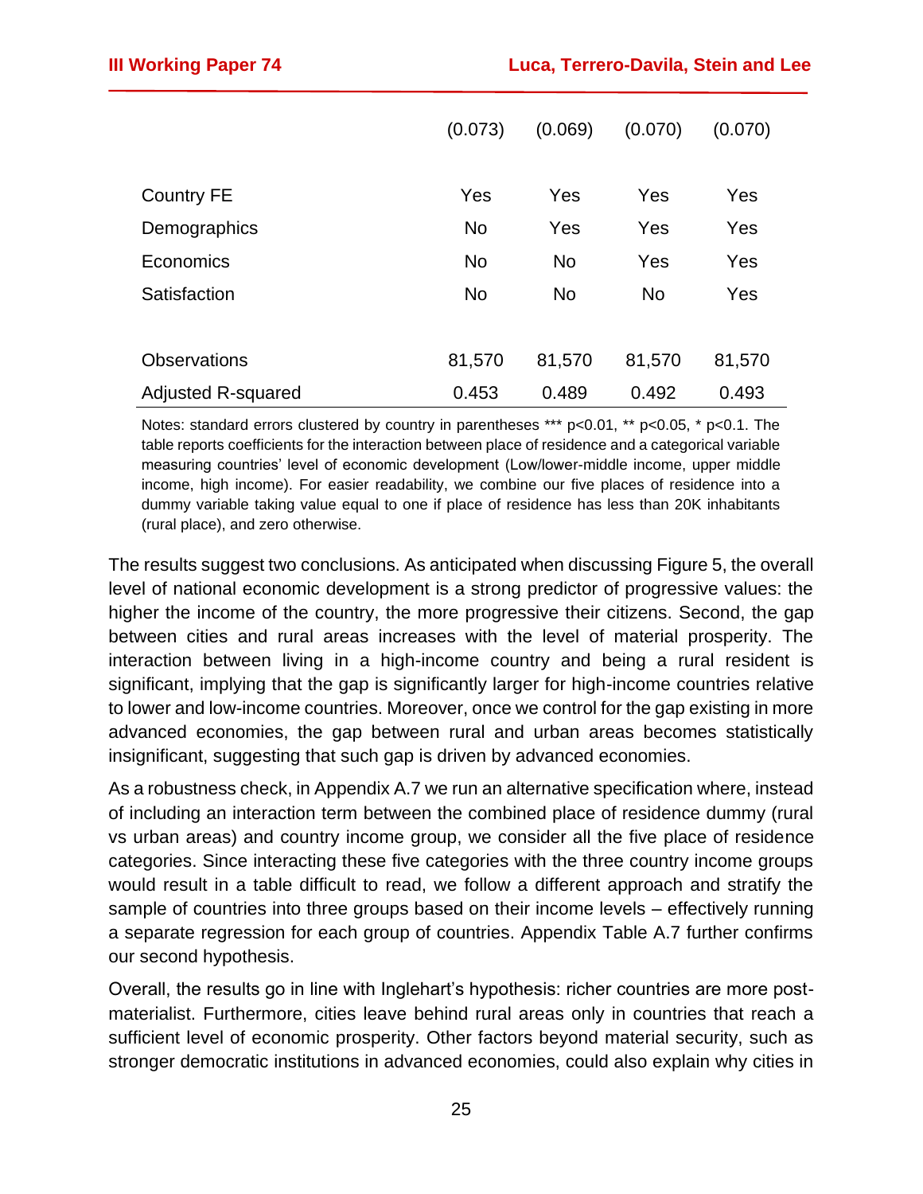| | | | | |
|---|---|---|---|---|
| | (0.073) | (0.069) | (0.070) | (0.070) |
| Country FE | Yes | Yes | Yes | Yes |
| Demographics | No | Yes | Yes | Yes |
| Economics | No | No | Yes | Yes |
| Satisfaction | No | No | No | Yes |
| Observations | 81,570 | 81,570 | 81,570 | 81,570 |
| Adjusted R-squared | 0.453 | 0.489 | 0.492 | 0.493 |

Notes: standard errors clustered by country in parentheses *** p<0.01, ** p<0.05, * p<0.1. The table reports coefficients for the interaction between place of residence and a categorical variable measuring countries' level of economic development (Low/lower-middle income, upper middle income, high income). For easier readability, we combine our five places of residence into a dummy variable taking value equal to one if place of residence has less than 20K inhabitants (rural place), and zero otherwise.

The results suggest two conclusions. As anticipated when discussing Figure 5, the overall level of national economic development is a strong predictor of progressive values: the higher the income of the country, the more progressive their citizens. Second, the gap between cities and rural areas increases with the level of material prosperity. The interaction between living in a high-income country and being a rural resident is significant, implying that the gap is significantly larger for high-income countries relative to lower and low-income countries. Moreover, once we control for the gap existing in more advanced economies, the gap between rural and urban areas becomes statistically insignificant, suggesting that such gap is driven by advanced economies.

As a robustness check, in Appendix A.7 we run an alternative specification where, instead of including an interaction term between the combined place of residence dummy (rural vs urban areas) and country income group, we consider all the five place of residence categories. Since interacting these five categories with the three country income groups would result in a table difficult to read, we follow a different approach and stratify the sample of countries into three groups based on their income levels – effectively running a separate regression for each group of countries. Appendix Table A.7 further confirms our second hypothesis.

Overall, the results go in line with Inglehart's hypothesis: richer countries are more post-materialist. Furthermore, cities leave behind rural areas only in countries that reach a sufficient level of economic prosperity. Other factors beyond material security, such as stronger democratic institutions in advanced economies, could also explain why cities in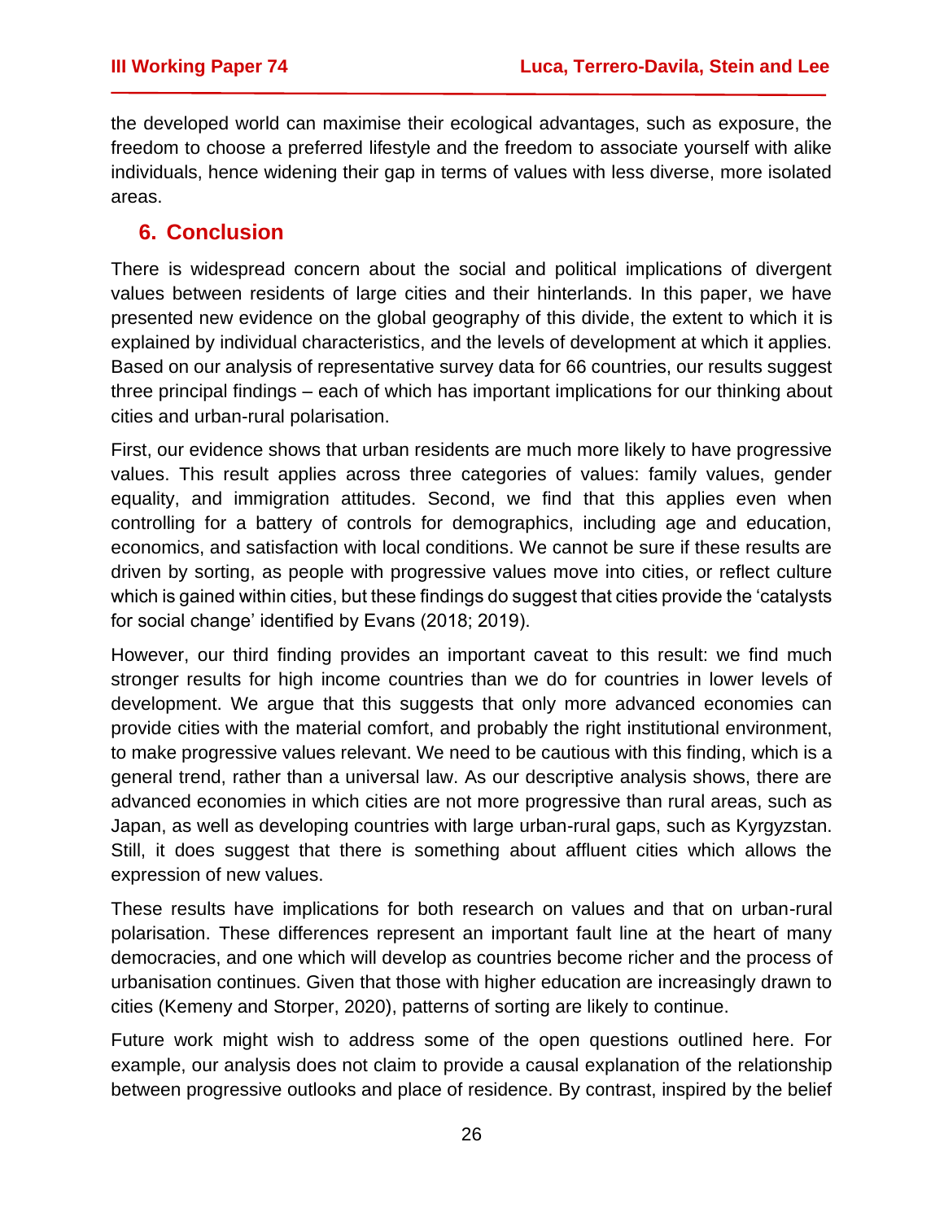the developed world can maximise their ecological advantages, such as exposure, the freedom to choose a preferred lifestyle and the freedom to associate yourself with alike individuals, hence widening their gap in terms of values with less diverse, more isolated areas.

## 6. Conclusion

There is widespread concern about the social and political implications of divergent values between residents of large cities and their hinterlands. In this paper, we have presented new evidence on the global geography of this divide, the extent to which it is explained by individual characteristics, and the levels of development at which it applies. Based on our analysis of representative survey data for 66 countries, our results suggest three principal findings – each of which has important implications for our thinking about cities and urban-rural polarisation.

First, our evidence shows that urban residents are much more likely to have progressive values. This result applies across three categories of values: family values, gender equality, and immigration attitudes. Second, we find that this applies even when controlling for a battery of controls for demographics, including age and education, economics, and satisfaction with local conditions. We cannot be sure if these results are driven by sorting, as people with progressive values move into cities, or reflect culture which is gained within cities, but these findings do suggest that cities provide the 'catalysts for social change' identified by Evans (2018; 2019).

However, our third finding provides an important caveat to this result: we find much stronger results for high income countries than we do for countries in lower levels of development. We argue that this suggests that only more advanced economies can provide cities with the material comfort, and probably the right institutional environment, to make progressive values relevant. We need to be cautious with this finding, which is a general trend, rather than a universal law. As our descriptive analysis shows, there are advanced economies in which cities are not more progressive than rural areas, such as Japan, as well as developing countries with large urban-rural gaps, such as Kyrgyzstan. Still, it does suggest that there is something about affluent cities which allows the expression of new values.

These results have implications for both research on values and that on urban-rural polarisation. These differences represent an important fault line at the heart of many democracies, and one which will develop as countries become richer and the process of urbanisation continues. Given that those with higher education are increasingly drawn to cities (Kemeny and Storper, 2020), patterns of sorting are likely to continue.

Future work might wish to address some of the open questions outlined here. For example, our analysis does not claim to provide a causal explanation of the relationship between progressive outlooks and place of residence. By contrast, inspired by the belief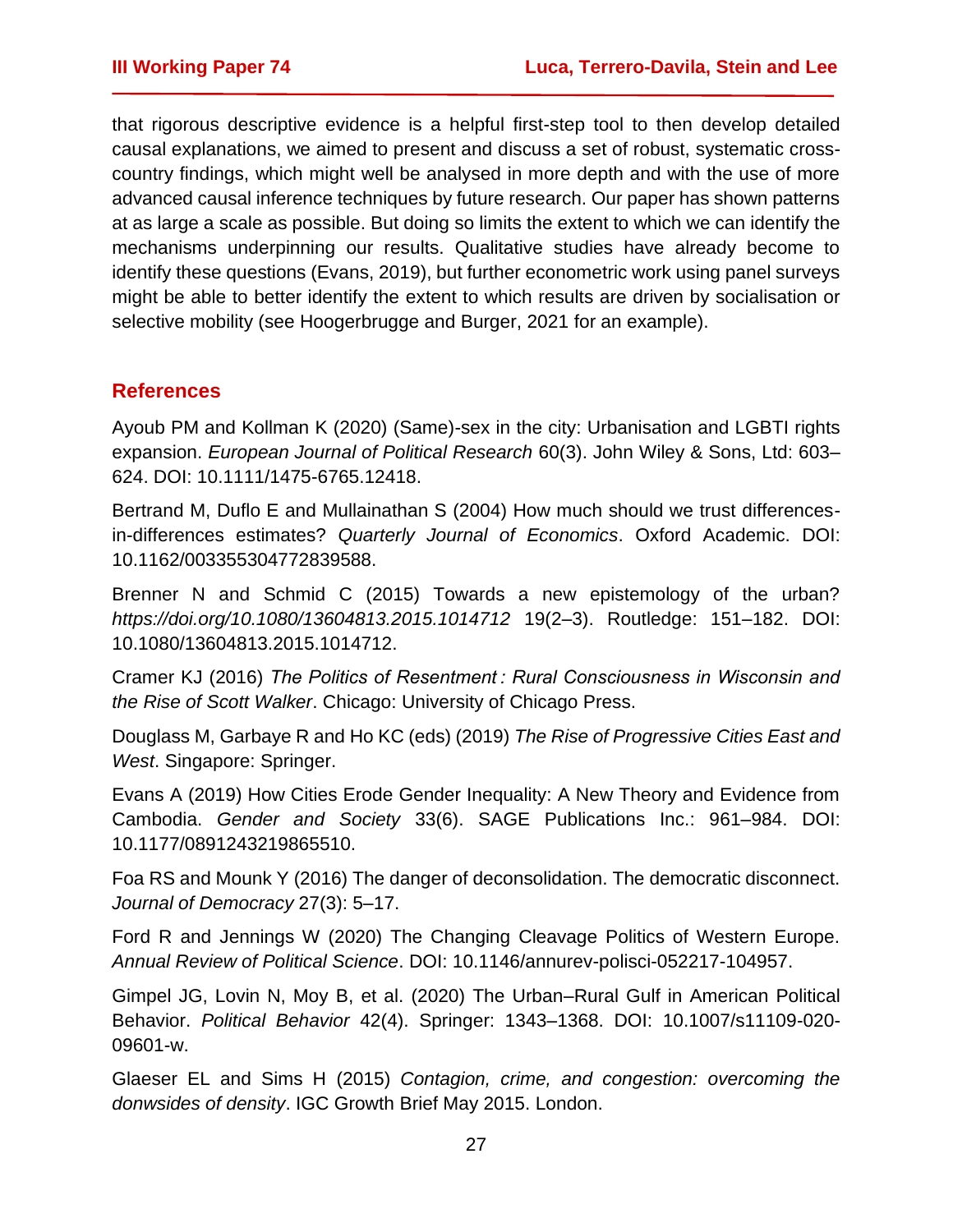that rigorous descriptive evidence is a helpful first-step tool to then develop detailed causal explanations, we aimed to present and discuss a set of robust, systematic cross-country findings, which might well be analysed in more depth and with the use of more advanced causal inference techniques by future research. Our paper has shown patterns at as large a scale as possible. But doing so limits the extent to which we can identify the mechanisms underpinning our results. Qualitative studies have already become to identify these questions (Evans, 2019), but further econometric work using panel surveys might be able to better identify the extent to which results are driven by socialisation or selective mobility (see Hoogerbrugge and Burger, 2021 for an example).

## References

Ayoub PM and Kollman K (2020) (Same)-sex in the city: Urbanisation and LGBTI rights expansion. *European Journal of Political Research* 60(3). John Wiley & Sons, Ltd: 603–624. DOI: 10.1111/1475-6765.12418.

Bertrand M, Duflo E and Mullainathan S (2004) How much should we trust differences-in-differences estimates? *Quarterly Journal of Economics*. Oxford Academic. DOI: 10.1162/003355304772839588.

Brenner N and Schmid C (2015) Towards a new epistemology of the urban? *https://doi.org/10.1080/13604813.2015.1014712* 19(2–3). Routledge: 151–182. DOI: 10.1080/13604813.2015.1014712.

Cramer KJ (2016) *The Politics of Resentment : Rural Consciousness in Wisconsin and the Rise of Scott Walker*. Chicago: University of Chicago Press.

Douglass M, Garbaye R and Ho KC (eds) (2019) *The Rise of Progressive Cities East and West*. Singapore: Springer.

Evans A (2019) How Cities Erode Gender Inequality: A New Theory and Evidence from Cambodia. *Gender and Society* 33(6). SAGE Publications Inc.: 961–984. DOI: 10.1177/0891243219865510.

Foa RS and Mounk Y (2016) The danger of deconsolidation. The democratic disconnect. *Journal of Democracy* 27(3): 5–17.

Ford R and Jennings W (2020) The Changing Cleavage Politics of Western Europe. *Annual Review of Political Science*. DOI: 10.1146/annurev-polisci-052217-104957.

Gimpel JG, Lovin N, Moy B, et al. (2020) The Urban–Rural Gulf in American Political Behavior. *Political Behavior* 42(4). Springer: 1343–1368. DOI: 10.1007/s11109-020-09601-w.

Glaeser EL and Sims H (2015) *Contagion, crime, and congestion: overcoming the donwsides of density*. IGC Growth Brief May 2015. London.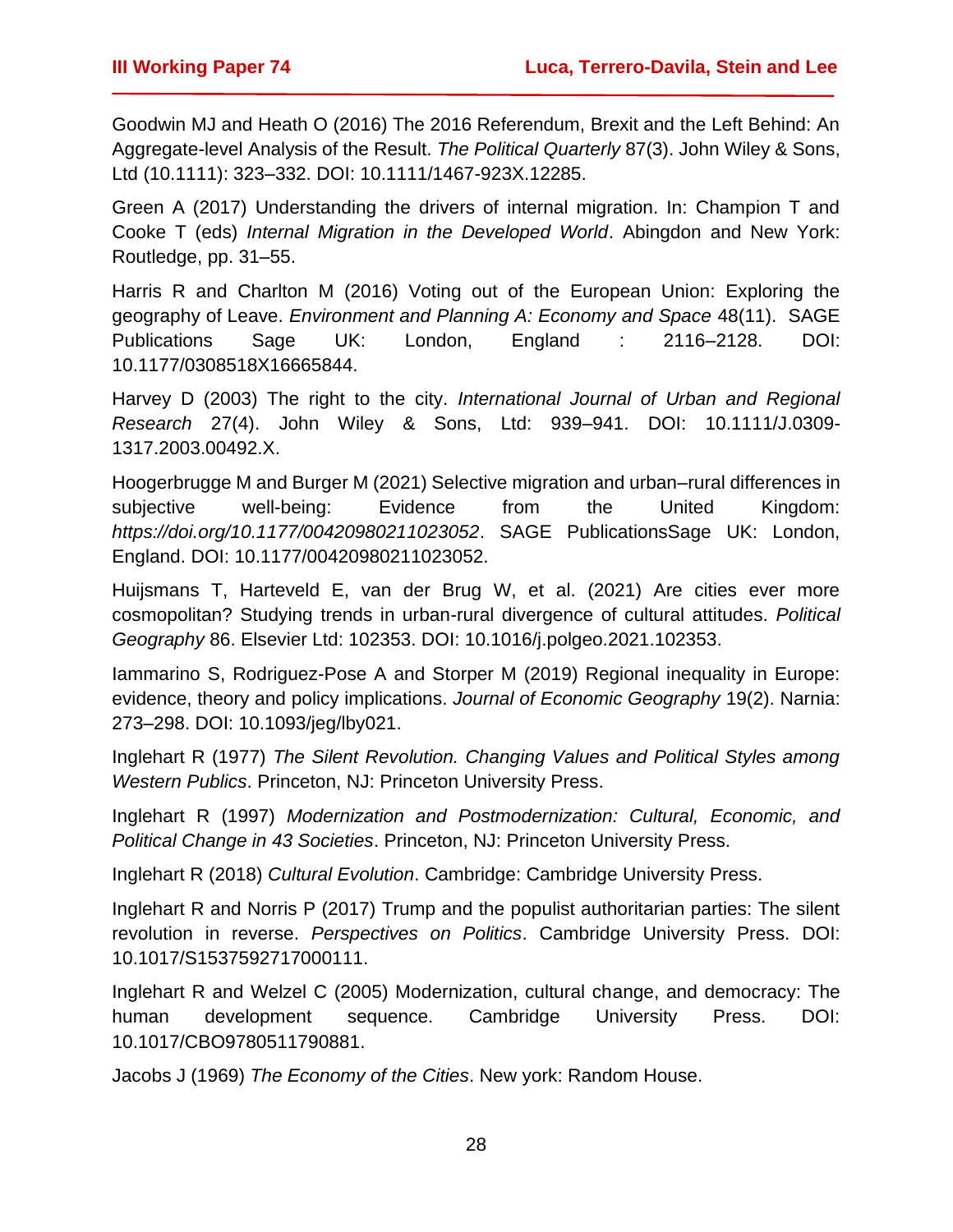Goodwin MJ and Heath O (2016) The 2016 Referendum, Brexit and the Left Behind: An Aggregate-level Analysis of the Result. *The Political Quarterly* 87(3). John Wiley & Sons, Ltd (10.1111): 323–332. DOI: 10.1111/1467-923X.12285.

Green A (2017) Understanding the drivers of internal migration. In: Champion T and Cooke T (eds) *Internal Migration in the Developed World*. Abingdon and New York: Routledge, pp. 31–55.

Harris R and Charlton M (2016) Voting out of the European Union: Exploring the geography of Leave. *Environment and Planning A: Economy and Space* 48(11). SAGE Publications Sage UK: London, England : 2116–2128. DOI: 10.1177/0308518X16665844.

Harvey D (2003) The right to the city. *International Journal of Urban and Regional Research* 27(4). John Wiley & Sons, Ltd: 939–941. DOI: 10.1111/J.0309-1317.2003.00492.X.

Hoogerbrugge M and Burger M (2021) Selective migration and urban–rural differences in subjective well-being: Evidence from the United Kingdom: *https://doi.org/10.1177/00420980211023052*. SAGE PublicationsSage UK: London, England. DOI: 10.1177/00420980211023052.

Huijsmans T, Harteveld E, van der Brug W, et al. (2021) Are cities ever more cosmopolitan? Studying trends in urban-rural divergence of cultural attitudes. *Political Geography* 86. Elsevier Ltd: 102353. DOI: 10.1016/j.polgeo.2021.102353.

Iammarino S, Rodriguez-Pose A and Storper M (2019) Regional inequality in Europe: evidence, theory and policy implications. *Journal of Economic Geography* 19(2). Narnia: 273–298. DOI: 10.1093/jeg/lby021.

Inglehart R (1977) *The Silent Revolution. Changing Values and Political Styles among Western Publics*. Princeton, NJ: Princeton University Press.

Inglehart R (1997) *Modernization and Postmodernization: Cultural, Economic, and Political Change in 43 Societies*. Princeton, NJ: Princeton University Press.

Inglehart R (2018) *Cultural Evolution*. Cambridge: Cambridge University Press.

Inglehart R and Norris P (2017) Trump and the populist authoritarian parties: The silent revolution in reverse. *Perspectives on Politics*. Cambridge University Press. DOI: 10.1017/S1537592717000111.

Inglehart R and Welzel C (2005) Modernization, cultural change, and democracy: The human development sequence. Cambridge University Press. DOI: 10.1017/CBO9780511790881.

Jacobs J (1969) *The Economy of the Cities*. New york: Random House.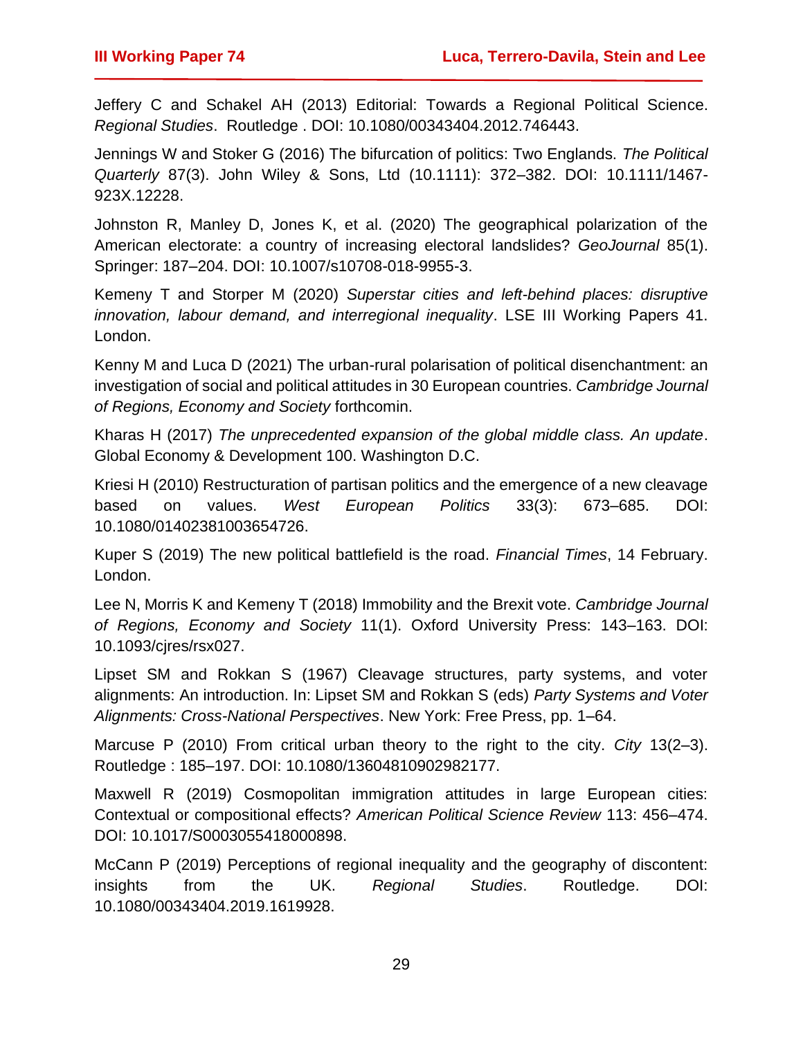Jeffery C and Schakel AH (2013) Editorial: Towards a Regional Political Science. *Regional Studies*. Routledge . DOI: 10.1080/00343404.2012.746443.

Jennings W and Stoker G (2016) The bifurcation of politics: Two Englands. *The Political Quarterly* 87(3). John Wiley & Sons, Ltd (10.1111): 372–382. DOI: 10.1111/1467-923X.12228.

Johnston R, Manley D, Jones K, et al. (2020) The geographical polarization of the American electorate: a country of increasing electoral landslides? *GeoJournal* 85(1). Springer: 187–204. DOI: 10.1007/s10708-018-9955-3.

Kemeny T and Storper M (2020) *Superstar cities and left-behind places: disruptive innovation, labour demand, and interregional inequality*. LSE III Working Papers 41. London.

Kenny M and Luca D (2021) The urban-rural polarisation of political disenchantment: an investigation of social and political attitudes in 30 European countries. *Cambridge Journal of Regions, Economy and Society* forthcomin.

Kharas H (2017) *The unprecedented expansion of the global middle class. An update*. Global Economy & Development 100. Washington D.C.

Kriesi H (2010) Restructuration of partisan politics and the emergence of a new cleavage based on values. *West European Politics* 33(3): 673–685. DOI: 10.1080/01402381003654726.

Kuper S (2019) The new political battlefield is the road. *Financial Times*, 14 February. London.

Lee N, Morris K and Kemeny T (2018) Immobility and the Brexit vote. *Cambridge Journal of Regions, Economy and Society* 11(1). Oxford University Press: 143–163. DOI: 10.1093/cjres/rsx027.

Lipset SM and Rokkan S (1967) Cleavage structures, party systems, and voter alignments: An introduction. In: Lipset SM and Rokkan S (eds) *Party Systems and Voter Alignments: Cross-National Perspectives*. New York: Free Press, pp. 1–64.

Marcuse P (2010) From critical urban theory to the right to the city. *City* 13(2–3). Routledge : 185–197. DOI: 10.1080/13604810902982177.

Maxwell R (2019) Cosmopolitan immigration attitudes in large European cities: Contextual or compositional effects? *American Political Science Review* 113: 456–474. DOI: 10.1017/S0003055418000898.

McCann P (2019) Perceptions of regional inequality and the geography of discontent: insights from the UK. *Regional Studies*. Routledge. DOI: 10.1080/00343404.2019.1619928.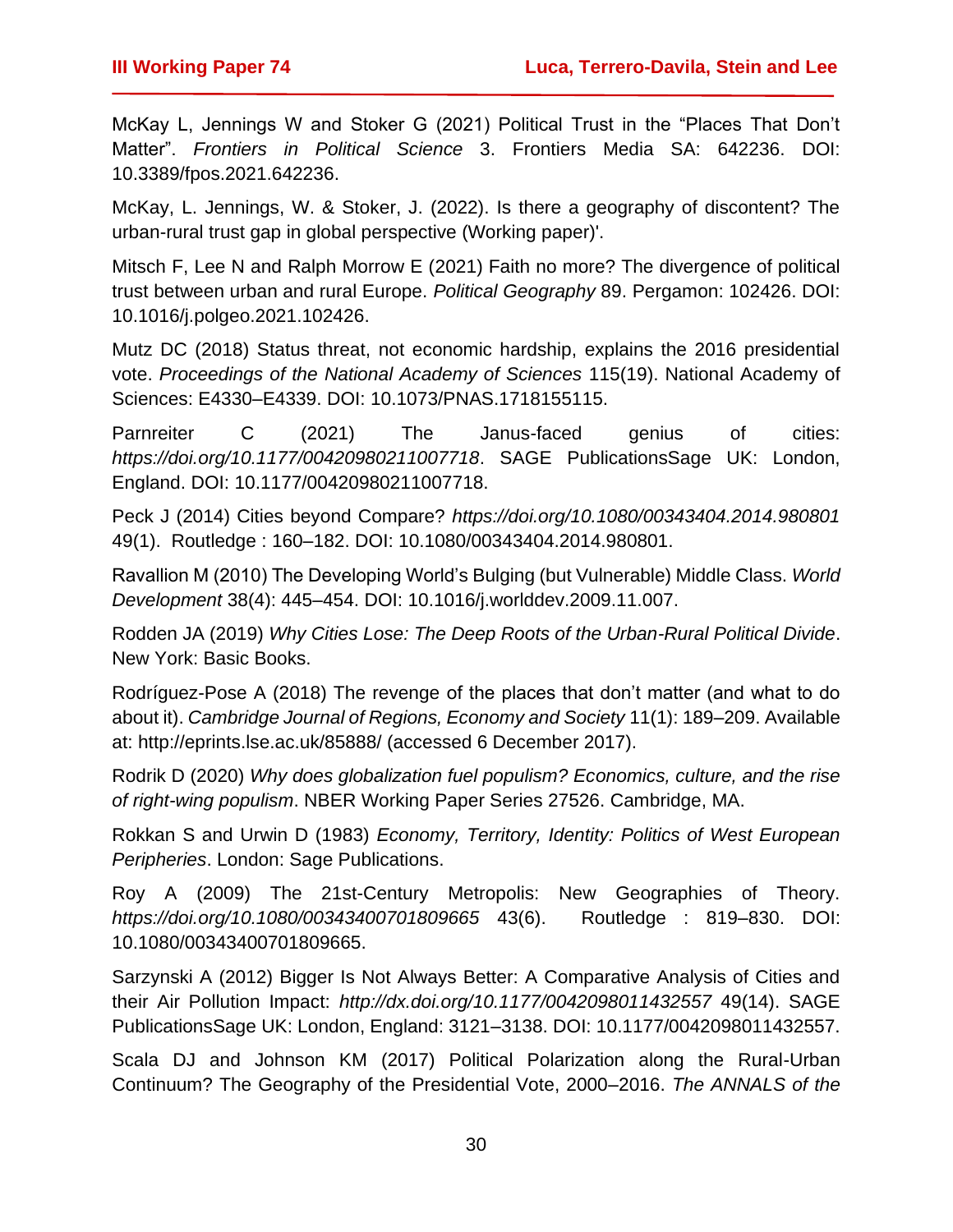McKay L, Jennings W and Stoker G (2021) Political Trust in the "Places That Don't Matter". *Frontiers in Political Science* 3. Frontiers Media SA: 642236. DOI: 10.3389/fpos.2021.642236.

McKay, L. Jennings, W. & Stoker, J. (2022). Is there a geography of discontent? The urban-rural trust gap in global perspective (Working paper)'.

Mitsch F, Lee N and Ralph Morrow E (2021) Faith no more? The divergence of political trust between urban and rural Europe. *Political Geography* 89. Pergamon: 102426. DOI: 10.1016/j.polgeo.2021.102426.

Mutz DC (2018) Status threat, not economic hardship, explains the 2016 presidential vote. *Proceedings of the National Academy of Sciences* 115(19). National Academy of Sciences: E4330–E4339. DOI: 10.1073/PNAS.1718155115.

Parnreiter C (2021) The Janus-faced genius of cities: *https://doi.org/10.1177/00420980211007718*. SAGE PublicationsSage UK: London, England. DOI: 10.1177/00420980211007718.

Peck J (2014) Cities beyond Compare? *https://doi.org/10.1080/00343404.2014.980801* 49(1). Routledge : 160–182. DOI: 10.1080/00343404.2014.980801.

Ravallion M (2010) The Developing World's Bulging (but Vulnerable) Middle Class. *World Development* 38(4): 445–454. DOI: 10.1016/j.worlddev.2009.11.007.

Rodden JA (2019) *Why Cities Lose: The Deep Roots of the Urban-Rural Political Divide*. New York: Basic Books.

Rodríguez-Pose A (2018) The revenge of the places that don't matter (and what to do about it). *Cambridge Journal of Regions, Economy and Society* 11(1): 189–209. Available at: http://eprints.lse.ac.uk/85888/ (accessed 6 December 2017).

Rodrik D (2020) *Why does globalization fuel populism? Economics, culture, and the rise of right-wing populism*. NBER Working Paper Series 27526. Cambridge, MA.

Rokkan S and Urwin D (1983) *Economy, Territory, Identity: Politics of West European Peripheries*. London: Sage Publications.

Roy A (2009) The 21st-Century Metropolis: New Geographies of Theory. *https://doi.org/10.1080/00343400701809665* 43(6). Routledge : 819–830. DOI: 10.1080/00343400701809665.

Sarzynski A (2012) Bigger Is Not Always Better: A Comparative Analysis of Cities and their Air Pollution Impact: *http://dx.doi.org/10.1177/0042098011432557* 49(14). SAGE PublicationsSage UK: London, England: 3121–3138. DOI: 10.1177/0042098011432557.

Scala DJ and Johnson KM (2017) Political Polarization along the Rural-Urban Continuum? The Geography of the Presidential Vote, 2000–2016. *The ANNALS of the*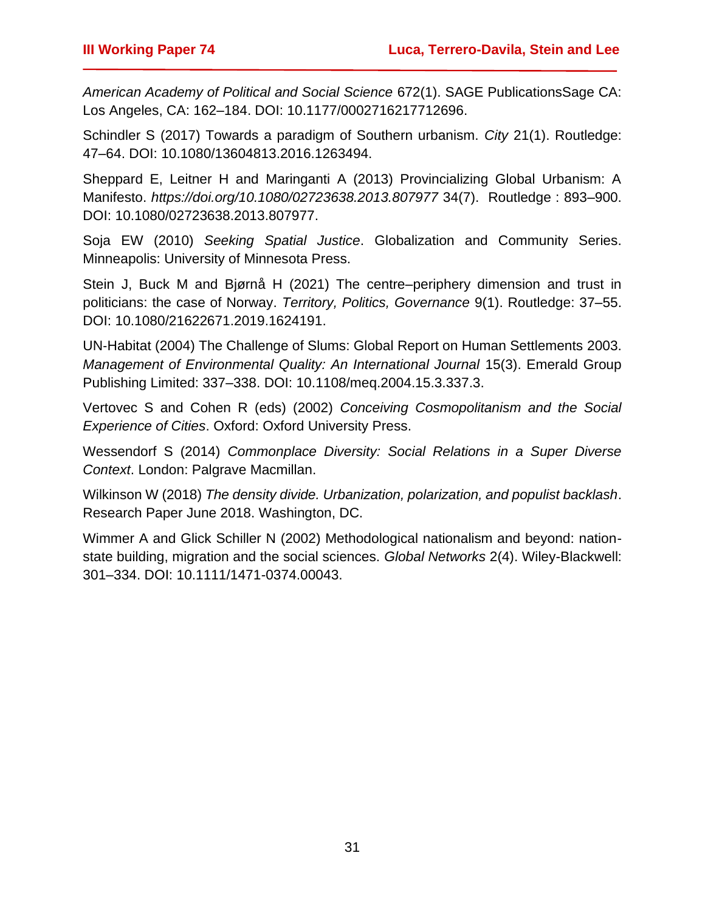*American Academy of Political and Social Science* 672(1). SAGE PublicationsSage CA: Los Angeles, CA: 162–184. DOI: 10.1177/0002716217712696.

Schindler S (2017) Towards a paradigm of Southern urbanism. *City* 21(1). Routledge: 47–64. DOI: 10.1080/13604813.2016.1263494.

Sheppard E, Leitner H and Maringanti A (2013) Provincializing Global Urbanism: A Manifesto. *https://doi.org/10.1080/02723638.2013.807977* 34(7). Routledge : 893–900. DOI: 10.1080/02723638.2013.807977.

Soja EW (2010) *Seeking Spatial Justice*. Globalization and Community Series. Minneapolis: University of Minnesota Press.

Stein J, Buck M and Bjørnå H (2021) The centre–periphery dimension and trust in politicians: the case of Norway. *Territory, Politics, Governance* 9(1). Routledge: 37–55. DOI: 10.1080/21622671.2019.1624191.

UN-Habitat (2004) The Challenge of Slums: Global Report on Human Settlements 2003. *Management of Environmental Quality: An International Journal* 15(3). Emerald Group Publishing Limited: 337–338. DOI: 10.1108/meq.2004.15.3.337.3.

Vertovec S and Cohen R (eds) (2002) *Conceiving Cosmopolitanism and the Social Experience of Cities*. Oxford: Oxford University Press.

Wessendorf S (2014) *Commonplace Diversity: Social Relations in a Super Diverse Context*. London: Palgrave Macmillan.

Wilkinson W (2018) *The density divide. Urbanization, polarization, and populist backlash*. Research Paper June 2018. Washington, DC.

Wimmer A and Glick Schiller N (2002) Methodological nationalism and beyond: nation-state building, migration and the social sciences. *Global Networks* 2(4). Wiley-Blackwell: 301–334. DOI: 10.1111/1471-0374.00043.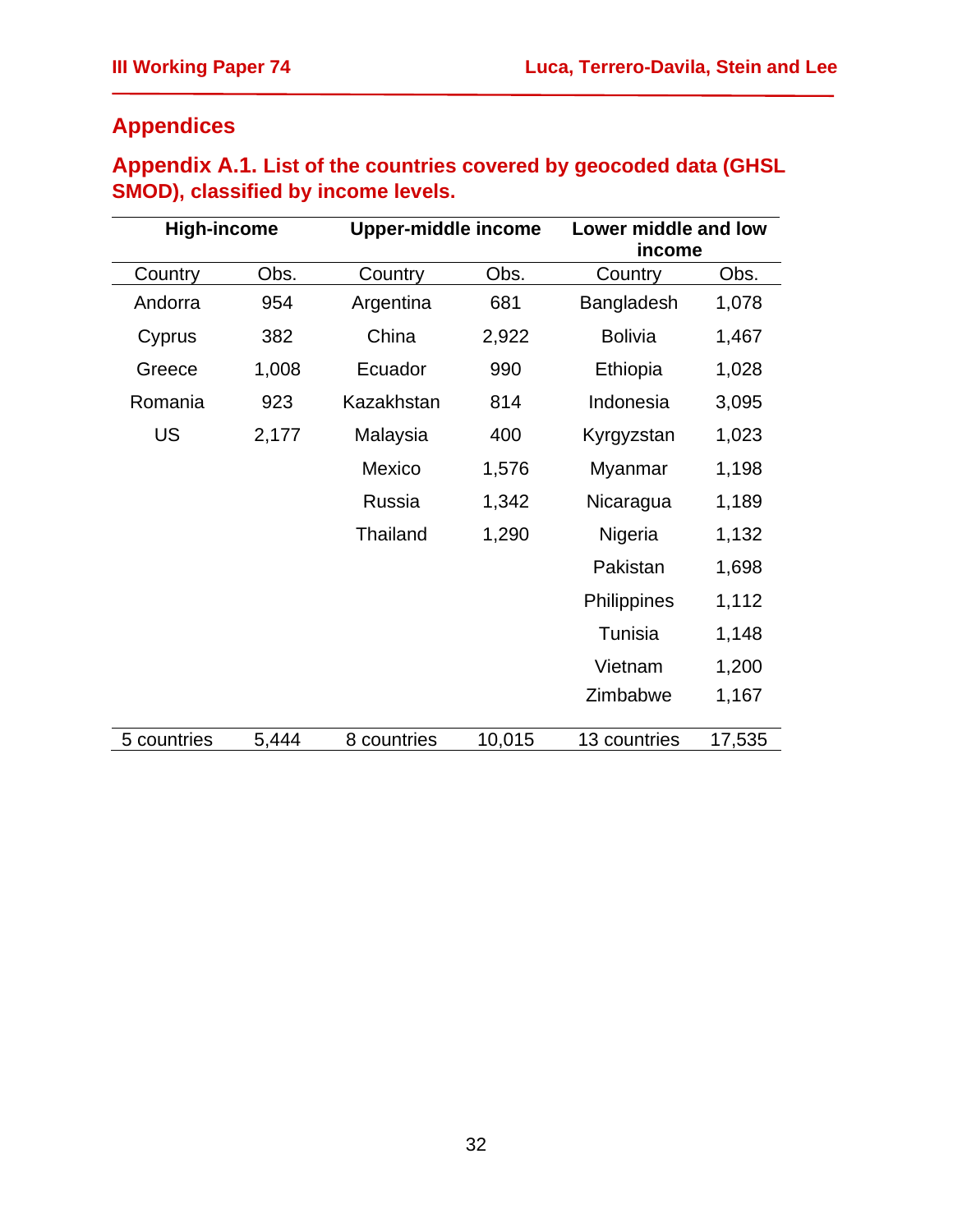## Appendices

### Appendix A.1. List of the countries covered by geocoded data (GHSL SMOD), classified by income levels.

| High-income | | Upper-middle income | | Lower middle and low income | |
|---|---|---|---|---|---|
| Country | Obs. | Country | Obs. | Country | Obs. |
| Andorra | 954 | Argentina | 681 | Bangladesh | 1,078 |
| Cyprus | 382 | China | 2,922 | Bolivia | 1,467 |
| Greece | 1,008 | Ecuador | 990 | Ethiopia | 1,028 |
| Romania | 923 | Kazakhstan | 814 | Indonesia | 3,095 |
| US | 2,177 | Malaysia | 400 | Kyrgyzstan | 1,023 |
| | | Mexico | 1,576 | Myanmar | 1,198 |
| | | Russia | 1,342 | Nicaragua | 1,189 |
| | | Thailand | 1,290 | Nigeria | 1,132 |
| | | | | Pakistan | 1,698 |
| | | | | Philippines | 1,112 |
| | | | | Tunisia | 1,148 |
| | | | | Vietnam | 1,200 |
| | | | | Zimbabwe | 1,167 |
| 5 countries | 5,444 | 8 countries | 10,015 | 13 countries | 17,535 |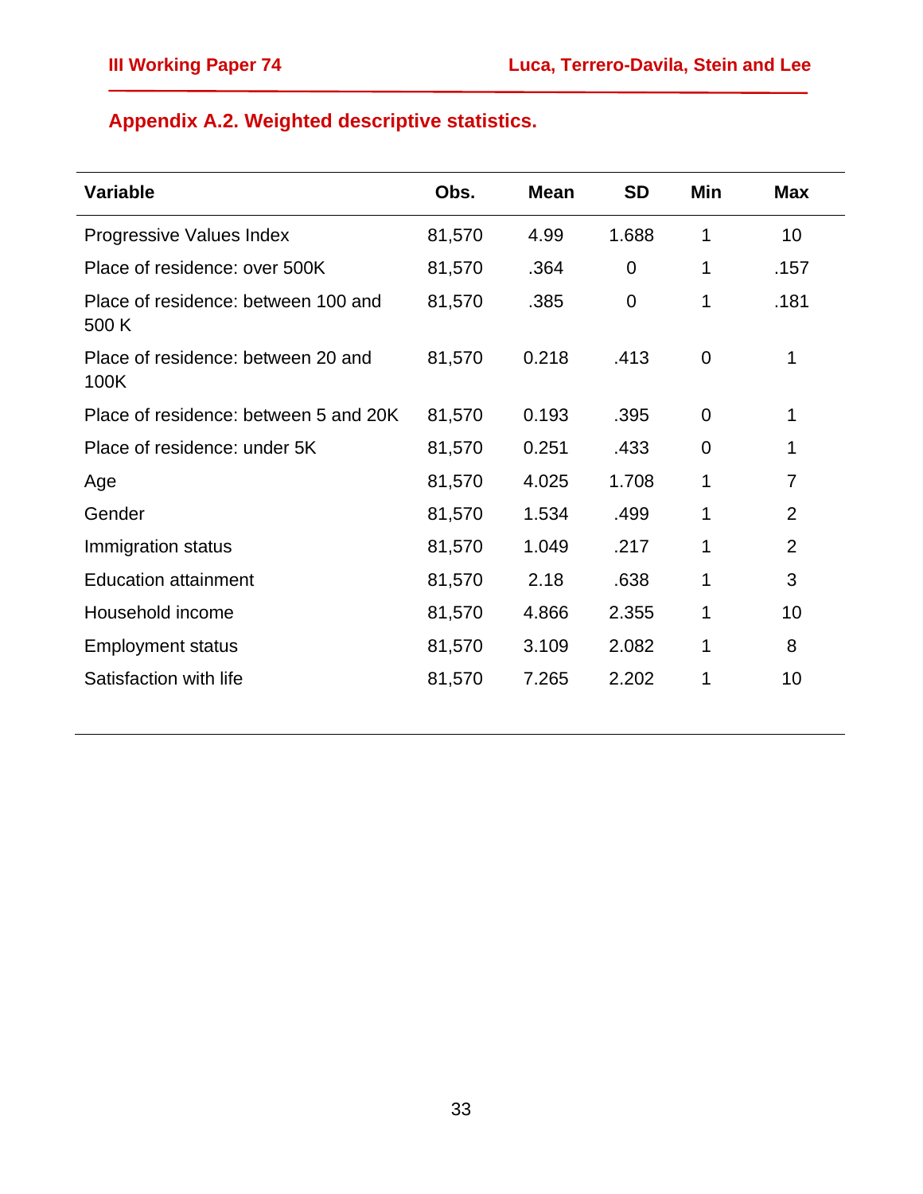## Appendix A.2. Weighted descriptive statistics.

| Variable | Obs. | Mean | SD | Min | Max |
|---|---|---|---|---|---|
| Progressive Values Index | 81,570 | 4.99 | 1.688 | 1 | 10 |
| Place of residence: over 500K | 81,570 | .364 | 0 | 1 | .157 |
| Place of residence: between 100 and 500 K | 81,570 | .385 | 0 | 1 | .181 |
| Place of residence: between 20 and 100K | 81,570 | 0.218 | .413 | 0 | 1 |
| Place of residence: between 5 and 20K | 81,570 | 0.193 | .395 | 0 | 1 |
| Place of residence: under 5K | 81,570 | 0.251 | .433 | 0 | 1 |
| Age | 81,570 | 4.025 | 1.708 | 1 | 7 |
| Gender | 81,570 | 1.534 | .499 | 1 | 2 |
| Immigration status | 81,570 | 1.049 | .217 | 1 | 2 |
| Education attainment | 81,570 | 2.18 | .638 | 1 | 3 |
| Household income | 81,570 | 4.866 | 2.355 | 1 | 10 |
| Employment status | 81,570 | 3.109 | 2.082 | 1 | 8 |
| Satisfaction with life | 81,570 | 7.265 | 2.202 | 1 | 10 |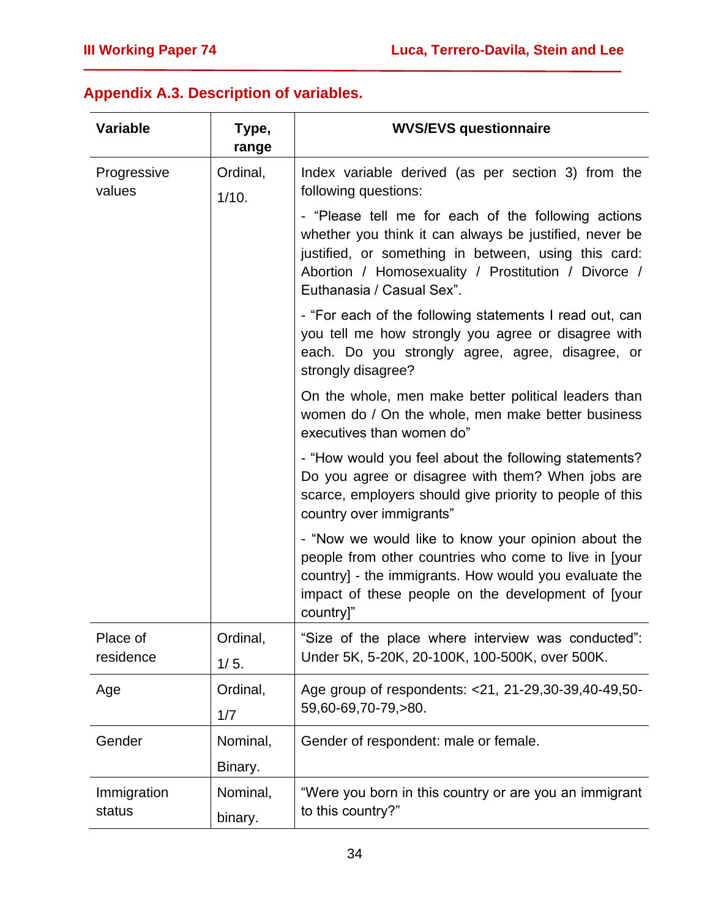## Appendix A.3. Description of variables.

| Variable | Type, range | WVS/EVS questionnaire |
|---|---|---|
| Progressive values | Ordinal, 1/10. | Index variable derived (as per section 3) from the following questions:<br>- "Please tell me for each of the following actions whether you think it can always be justified, never be justified, or something in between, using this card: Abortion / Homosexuality / Prostitution / Divorce / Euthanasia / Casual Sex".<br>- "For each of the following statements I read out, can you tell me how strongly you agree or disagree with each. Do you strongly agree, agree, disagree, or strongly disagree?<br>On the whole, men make better political leaders than women do / On the whole, men make better business executives than women do"<br>- "How would you feel about the following statements? Do you agree or disagree with them? When jobs are scarce, employers should give priority to people of this country over immigrants"<br>- "Now we would like to know your opinion about the people from other countries who come to live in [your country] - the immigrants. How would you evaluate the impact of these people on the development of [your country]" |
| Place of residence | Ordinal, 1/ 5. | "Size of the place where interview was conducted": Under 5K, 5-20K, 20-100K, 100-500K, over 500K. |
| Age | Ordinal, 1/7 | Age group of respondents: <21, 21-29,30-39,40-49,50-59,60-69,70-79,>80. |
| Gender | Nominal, Binary. | Gender of respondent: male or female. |
| Immigration status | Nominal, binary. | "Were you born in this country or are you an immigrant to this country?" |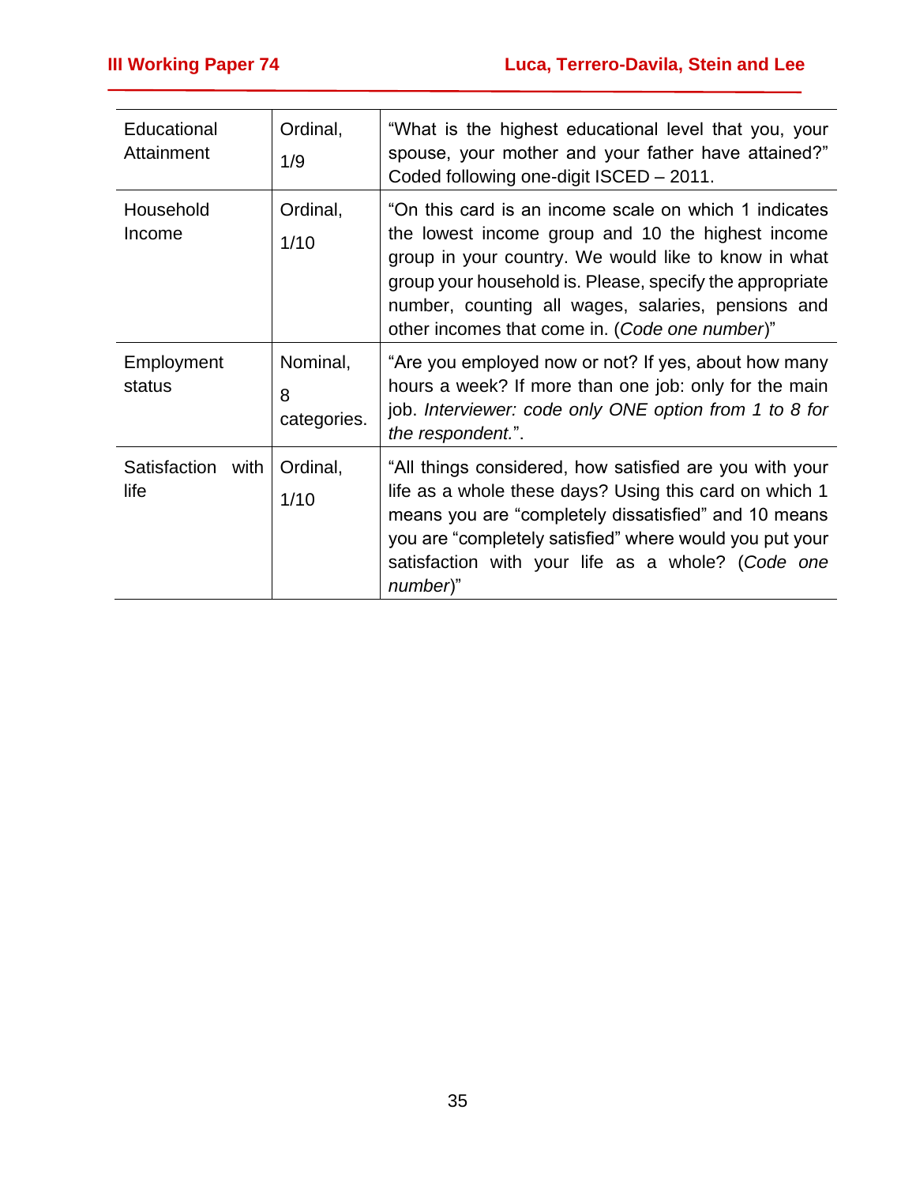| | | |
|---|---|---|
| Educational Attainment | Ordinal, 1/9 | “What is the highest educational level that you, your spouse, your mother and your father have attained?” Coded following one-digit ISCED – 2011. |
| Household Income | Ordinal, 1/10 | “On this card is an income scale on which 1 indicates the lowest income group and 10 the highest income group in your country. We would like to know in what group your household is. Please, specify the appropriate number, counting all wages, salaries, pensions and other incomes that come in. (*Code one number*)” |
| Employment status | Nominal, 8 categories. | “Are you employed now or not? If yes, about how many hours a week? If more than one job: only for the main job. *Interviewer: code only ONE option from 1 to 8 for the respondent.*”. |
| Satisfaction with life | Ordinal, 1/10 | “All things considered, how satisfied are you with your life as a whole these days? Using this card on which 1 means you are “completely dissatisfied” and 10 means you are “completely satisfied” where would you put your satisfaction with your life as a whole? (*Code one number*)” |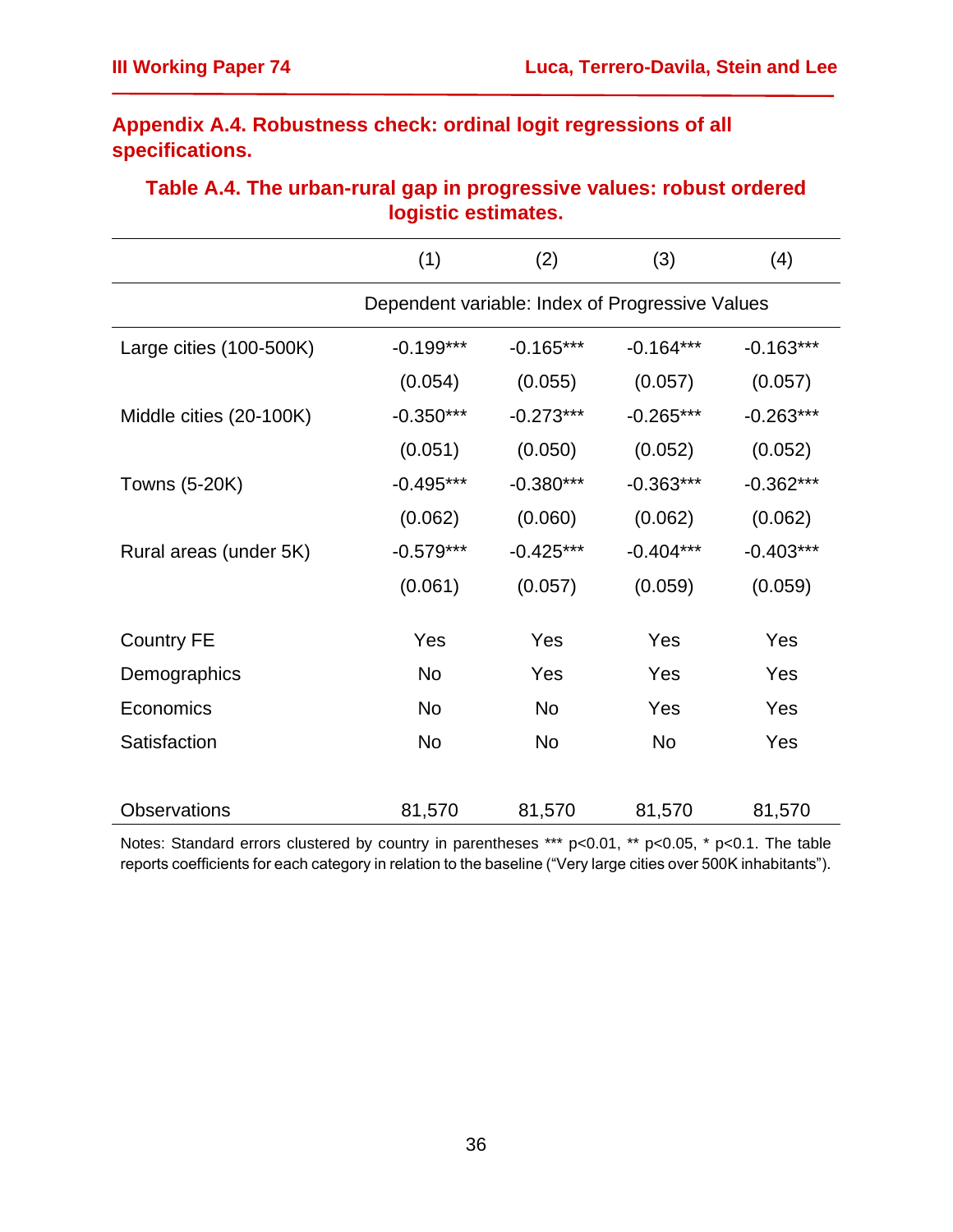## Appendix A.4. Robustness check: ordinal logit regressions of all specifications.

**Table A.4. The urban-rural gap in progressive values: robust ordered logistic estimates.**

| | (1) | (2) | (3) | (4) |
|---|---|---|---|---|
| | Dependent variable: Index of Progressive Values | | | |
| Large cities (100-500K) | -0.199*** | -0.165*** | -0.164*** | -0.163*** |
| | (0.054) | (0.055) | (0.057) | (0.057) |
| Middle cities (20-100K) | -0.350*** | -0.273*** | -0.265*** | -0.263*** |
| | (0.051) | (0.050) | (0.052) | (0.052) |
| Towns (5-20K) | -0.495*** | -0.380*** | -0.363*** | -0.362*** |
| | (0.062) | (0.060) | (0.062) | (0.062) |
| Rural areas (under 5K) | -0.579*** | -0.425*** | -0.404*** | -0.403*** |
| | (0.061) | (0.057) | (0.059) | (0.059) |
| Country FE | Yes | Yes | Yes | Yes |
| Demographics | No | Yes | Yes | Yes |
| Economics | No | No | Yes | Yes |
| Satisfaction | No | No | No | Yes |
| Observations | 81,570 | 81,570 | 81,570 | 81,570 |

Notes: Standard errors clustered by country in parentheses *** p<0.01, ** p<0.05, * p<0.1. The table reports coefficients for each category in relation to the baseline ("Very large cities over 500K inhabitants").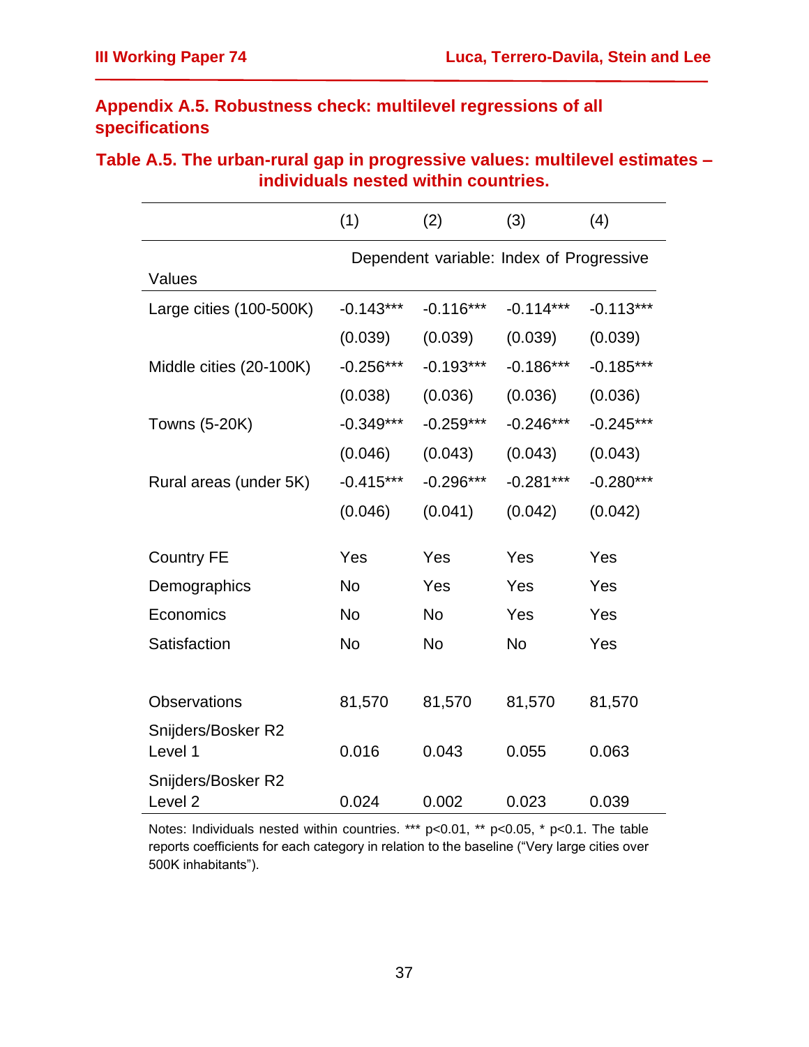## Appendix A.5. Robustness check: multilevel regressions of all specifications

### Table A.5. The urban-rural gap in progressive values: multilevel estimates – individuals nested within countries.

| | (1) | (2) | (3) | (4) |
|---|---|---|---|---|
| | Dependent variable: Index of Progressive Values | | | |
| Large cities (100-500K) | -0.143*** | -0.116*** | -0.114*** | -0.113*** |
| | (0.039) | (0.039) | (0.039) | (0.039) |
| Middle cities (20-100K) | -0.256*** | -0.193*** | -0.186*** | -0.185*** |
| | (0.038) | (0.036) | (0.036) | (0.036) |
| Towns (5-20K) | -0.349*** | -0.259*** | -0.246*** | -0.245*** |
| | (0.046) | (0.043) | (0.043) | (0.043) |
| Rural areas (under 5K) | -0.415*** | -0.296*** | -0.281*** | -0.280*** |
| | (0.046) | (0.041) | (0.042) | (0.042) |
| Country FE | Yes | Yes | Yes | Yes |
| Demographics | No | Yes | Yes | Yes |
| Economics | No | No | Yes | Yes |
| Satisfaction | No | No | No | Yes |
| Observations | 81,570 | 81,570 | 81,570 | 81,570 |
| Snijders/Bosker R2 Level 1 | 0.016 | 0.043 | 0.055 | 0.063 |
| Snijders/Bosker R2 Level 2 | 0.024 | 0.002 | 0.023 | 0.039 |

Notes: Individuals nested within countries. *** p<0.01, ** p<0.05, * p<0.1. The table reports coefficients for each category in relation to the baseline ("Very large cities over 500K inhabitants").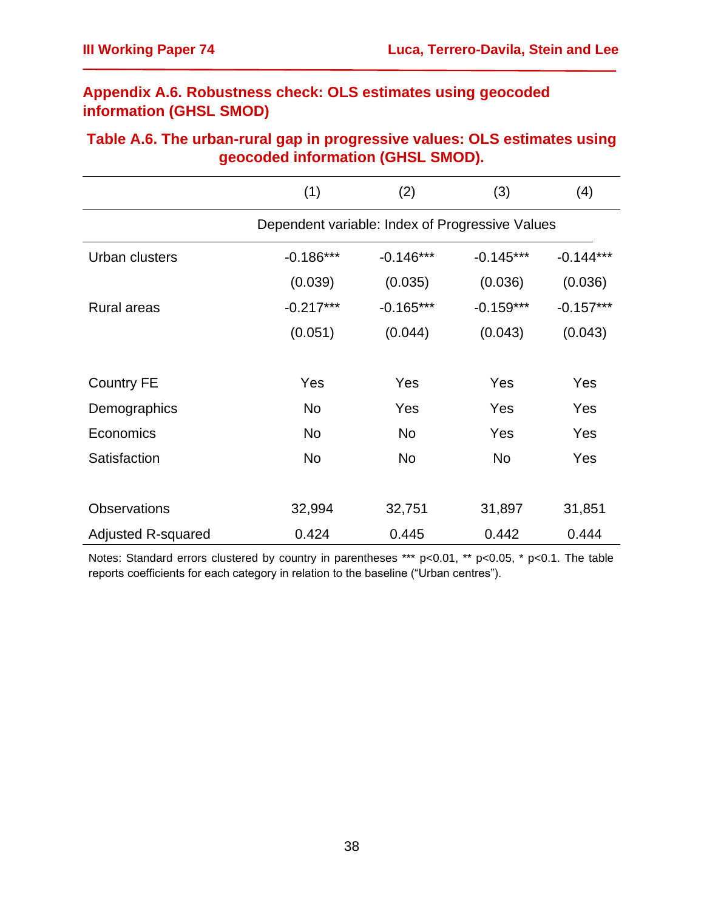## Appendix A.6. Robustness check: OLS estimates using geocoded information (GHSL SMOD)

**Table A.6. The urban-rural gap in progressive values: OLS estimates using geocoded information (GHSL SMOD).**

| | (1) | (2) | (3) | (4) |
|---|---|---|---|---|
| | Dependent variable: Index of Progressive Values | | | |
| Urban clusters | -0.186*** | -0.146*** | -0.145*** | -0.144*** |
| | (0.039) | (0.035) | (0.036) | (0.036) |
| Rural areas | -0.217*** | -0.165*** | -0.159*** | -0.157*** |
| | (0.051) | (0.044) | (0.043) | (0.043) |
| | | | | |
| Country FE | Yes | Yes | Yes | Yes |
| Demographics | No | Yes | Yes | Yes |
| Economics | No | No | Yes | Yes |
| Satisfaction | No | No | No | Yes |
| | | | | |
| Observations | 32,994 | 32,751 | 31,897 | 31,851 |
| Adjusted R-squared | 0.424 | 0.445 | 0.442 | 0.444 |

Notes: Standard errors clustered by country in parentheses *** p<0.01, ** p<0.05, * p<0.1. The table reports coefficients for each category in relation to the baseline ("Urban centres").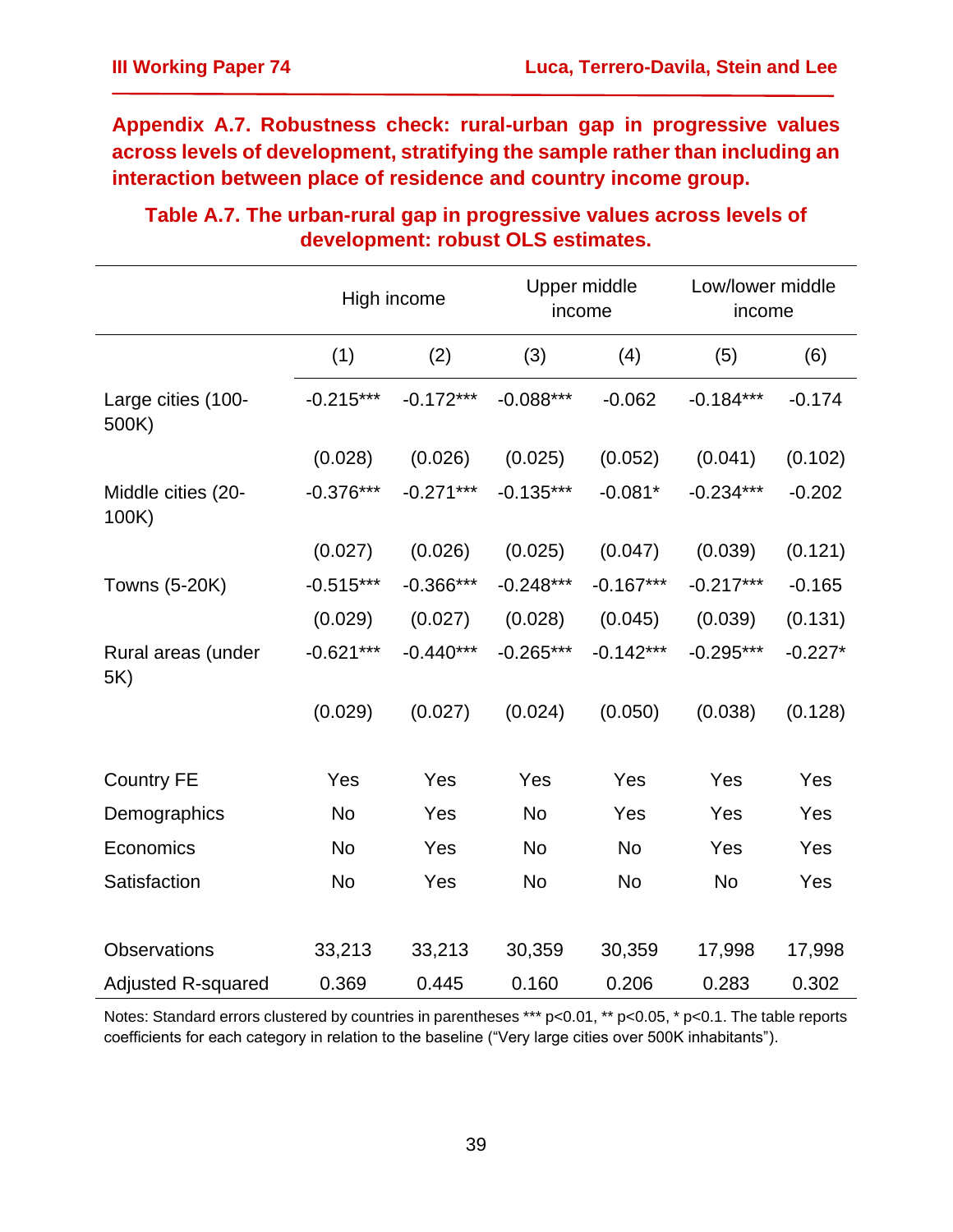## Appendix A.7. Robustness check: rural-urban gap in progressive values across levels of development, stratifying the sample rather than including an interaction between place of residence and country income group.

### Table A.7. The urban-rural gap in progressive values across levels of development: robust OLS estimates.

| | High income | | Upper middle income | | Low/lower middle income | |
|---|---|---|---|---|---|---|
| | (1) | (2) | (3) | (4) | (5) | (6) |
| Large cities (100-500K) | -0.215*** | -0.172*** | -0.088*** | -0.062 | -0.184*** | -0.174 |
| | (0.028) | (0.026) | (0.025) | (0.052) | (0.041) | (0.102) |
| Middle cities (20-100K) | -0.376*** | -0.271*** | -0.135*** | -0.081* | -0.234*** | -0.202 |
| | (0.027) | (0.026) | (0.025) | (0.047) | (0.039) | (0.121) |
| Towns (5-20K) | -0.515*** | -0.366*** | -0.248*** | -0.167*** | -0.217*** | -0.165 |
| | (0.029) | (0.027) | (0.028) | (0.045) | (0.039) | (0.131) |
| Rural areas (under 5K) | -0.621*** | -0.440*** | -0.265*** | -0.142*** | -0.295*** | -0.227* |
| | (0.029) | (0.027) | (0.024) | (0.050) | (0.038) | (0.128) |
| Country FE | Yes | Yes | Yes | Yes | Yes | Yes |
| Demographics | No | Yes | No | Yes | Yes | Yes |
| Economics | No | Yes | No | No | Yes | Yes |
| Satisfaction | No | Yes | No | No | No | Yes |
| Observations | 33,213 | 33,213 | 30,359 | 30,359 | 17,998 | 17,998 |
| Adjusted R-squared | 0.369 | 0.445 | 0.160 | 0.206 | 0.283 | 0.302 |

Notes: Standard errors clustered by countries in parentheses *** p<0.01, ** p<0.05, * p<0.1. The table reports coefficients for each category in relation to the baseline ("Very large cities over 500K inhabitants").